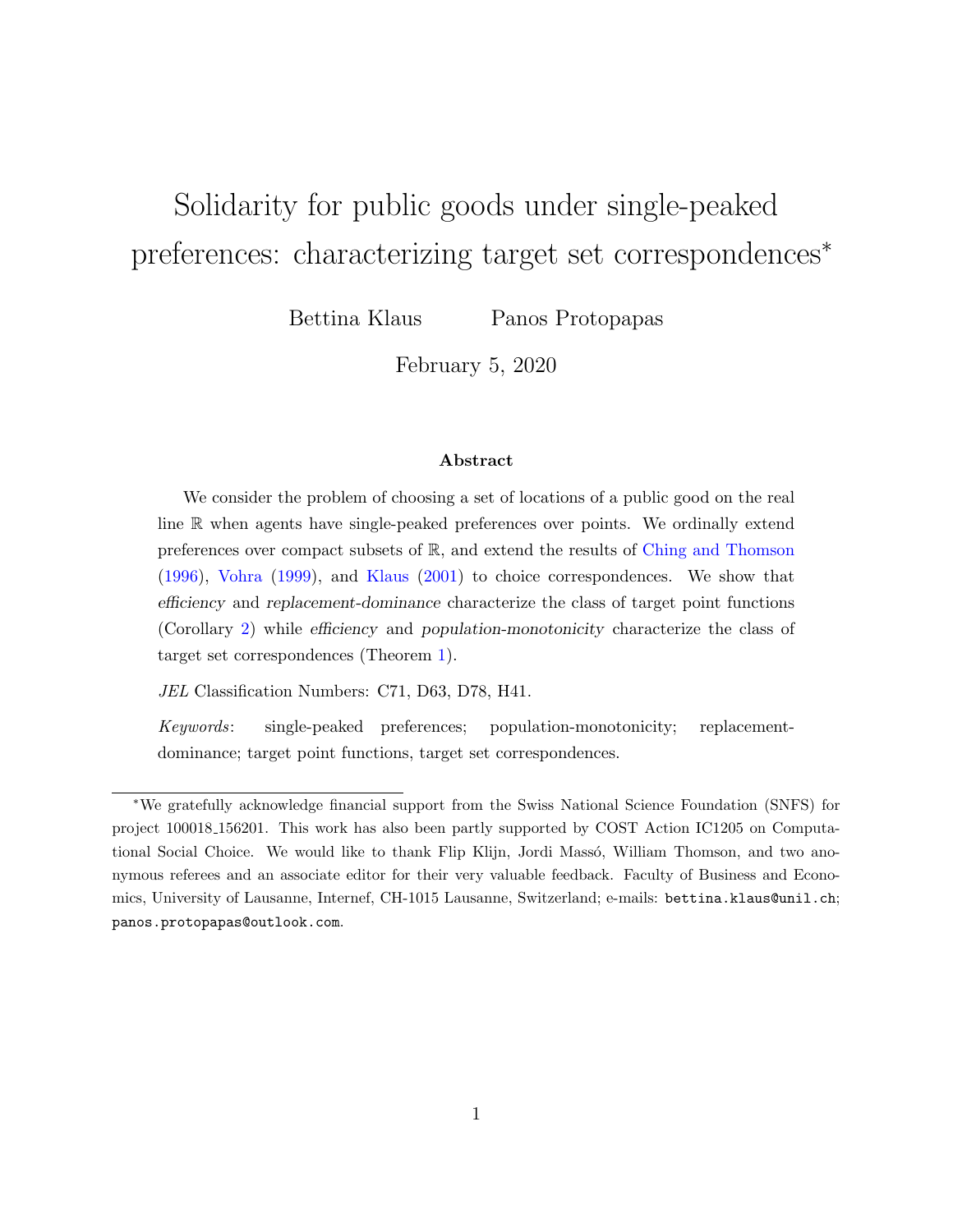# Solidarity for public goods under single-peaked preferences: characterizing target set correspondences[*]

Bettina Klaus    Panos Protopapas

February 5, 2020

### Abstract

We consider the problem of choosing a set of locations of a public good on the real line $\mathbb{R}$ when agents have single-peaked preferences over points. We ordinally extend preferences over compact subsets of $\mathbb{R}$, and extend the results of Ching and Thomson (1996), Vohra (1999), and Klaus (2001) to choice correspondences. We show that *efficiency* and *replacement-dominance* characterize the class of target point functions (Corollary 2) while *efficiency* and *population-monotonicity* characterize the class of target set correspondences (Theorem 1).

*JEL* Classification Numbers: C71, D63, D78, H41.

*Keywords*: single-peaked preferences; population-monotonicity; replacement-dominance; target point functions, target set correspondences.

---

[*] We gratefully acknowledge financial support from the Swiss National Science Foundation (SNFS) for project 100018_156201. This work has also been partly supported by COST Action IC1205 on Computational Social Choice. We would like to thank Flip Klijn, Jordi Massó, William Thomson, and two anonymous referees and an associate editor for their very valuable feedback. Faculty of Business and Economics, University of Lausanne, Internef, CH-1015 Lausanne, Switzerland; e-mails: bettina.klaus@unil.ch; panos.protopapas@outlook.com.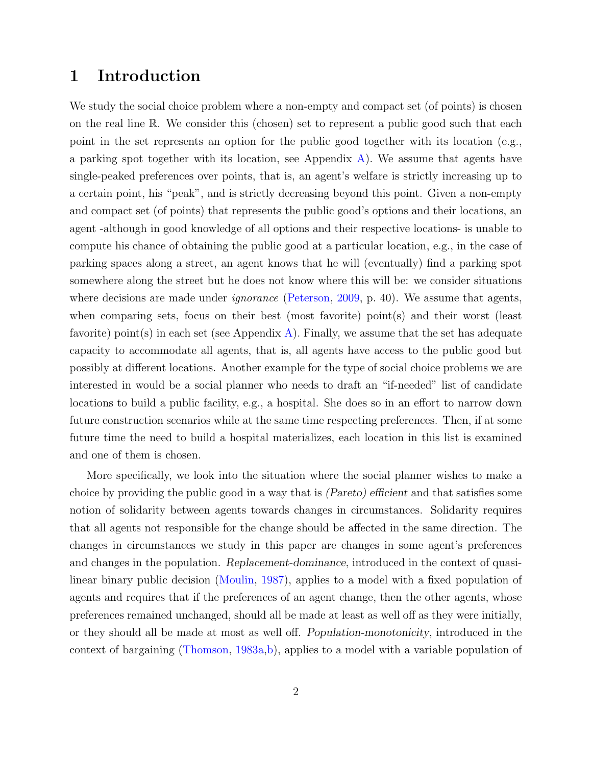# 1 Introduction

We study the social choice problem where a non-empty and compact set (of points) is chosen on the real line $\mathbb{R}$. We consider this (chosen) set to represent a public good such that each point in the set represents an option for the public good together with its location (e.g., a parking spot together with its location, see Appendix A). We assume that agents have single-peaked preferences over points, that is, an agent's welfare is strictly increasing up to a certain point, his "peak", and is strictly decreasing beyond this point. Given a non-empty and compact set (of points) that represents the public good's options and their locations, an agent -although in good knowledge of all options and their respective locations- is unable to compute his chance of obtaining the public good at a particular location, e.g., in the case of parking spaces along a street, an agent knows that he will (eventually) find a parking spot somewhere along the street but he does not know where this will be: we consider situations where decisions are made under *ignorance* (Peterson, 2009, p. 40). We assume that agents, when comparing sets, focus on their best (most favorite) point(s) and their worst (least favorite) point(s) in each set (see Appendix A). Finally, we assume that the set has adequate capacity to accommodate all agents, that is, all agents have access to the public good but possibly at different locations. Another example for the type of social choice problems we are interested in would be a social planner who needs to draft an "if-needed" list of candidate locations to build a public facility, e.g., a hospital. She does so in an effort to narrow down future construction scenarios while at the same time respecting preferences. Then, if at some future time the need to build a hospital materializes, each location in this list is examined and one of them is chosen.

More specifically, we look into the situation where the social planner wishes to make a choice by providing the public good in a way that is *(Pareto) efficient* and that satisfies some notion of solidarity between agents towards changes in circumstances. Solidarity requires that all agents not responsible for the change should be affected in the same direction. The changes in circumstances we study in this paper are changes in some agent's preferences and changes in the population. *Replacement-dominance*, introduced in the context of quasi-linear binary public decision (Moulin, 1987), applies to a model with a fixed population of agents and requires that if the preferences of an agent change, then the other agents, whose preferences remained unchanged, should all be made at least as well off as they were initially, or they should all be made at most as well off. *Population-monotonicity*, introduced in the context of bargaining (Thomson, 1983a,b), applies to a model with a variable population of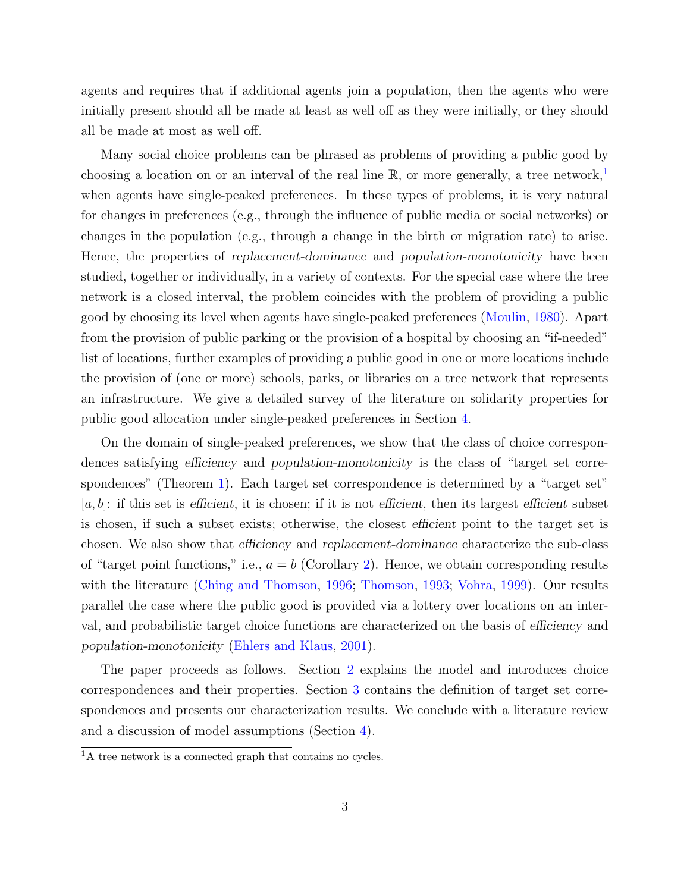agents and requires that if additional agents join a population, then the agents who were initially present should all be made at least as well off as they were initially, or they should all be made at most as well off.

Many social choice problems can be phrased as problems of providing a public good by choosing a location on or an interval of the real line $\mathbb{R}$, or more generally, a tree network,[1] when agents have single-peaked preferences. In these types of problems, it is very natural for changes in preferences (e.g., through the influence of public media or social networks) or changes in the population (e.g., through a change in the birth or migration rate) to arise. Hence, the properties of *replacement-dominance* and *population-monotonicity* have been studied, together or individually, in a variety of contexts. For the special case where the tree network is a closed interval, the problem coincides with the problem of providing a public good by choosing its level when agents have single-peaked preferences (Moulin, 1980). Apart from the provision of public parking or the provision of a hospital by choosing an "if-needed" list of locations, further examples of providing a public good in one or more locations include the provision of (one or more) schools, parks, or libraries on a tree network that represents an infrastructure. We give a detailed survey of the literature on solidarity properties for public good allocation under single-peaked preferences in Section 4.

On the domain of single-peaked preferences, we show that the class of choice correspondences satisfying *efficiency* and *population-monotonicity* is the class of "target set correspondences" (Theorem 1). Each target set correspondence is determined by a "target set" $[a, b]$: if this set is *efficient*, it is chosen; if it is not *efficient*, then its largest *efficient* subset is chosen, if such a subset exists; otherwise, the closest *efficient* point to the target set is chosen. We also show that *efficiency* and *replacement-dominance* characterize the sub-class of "target point functions," i.e., $a = b$ (Corollary 2). Hence, we obtain corresponding results with the literature (Ching and Thomson, 1996; Thomson, 1993; Vohra, 1999). Our results parallel the case where the public good is provided via a lottery over locations on an interval, and probabilistic target choice functions are characterized on the basis of *efficiency* and *population-monotonicity* (Ehlers and Klaus, 2001).

The paper proceeds as follows. Section 2 explains the model and introduces choice correspondences and their properties. Section 3 contains the definition of target set correspondences and presents our characterization results. We conclude with a literature review and a discussion of model assumptions (Section 4).

[1] A tree network is a connected graph that contains no cycles.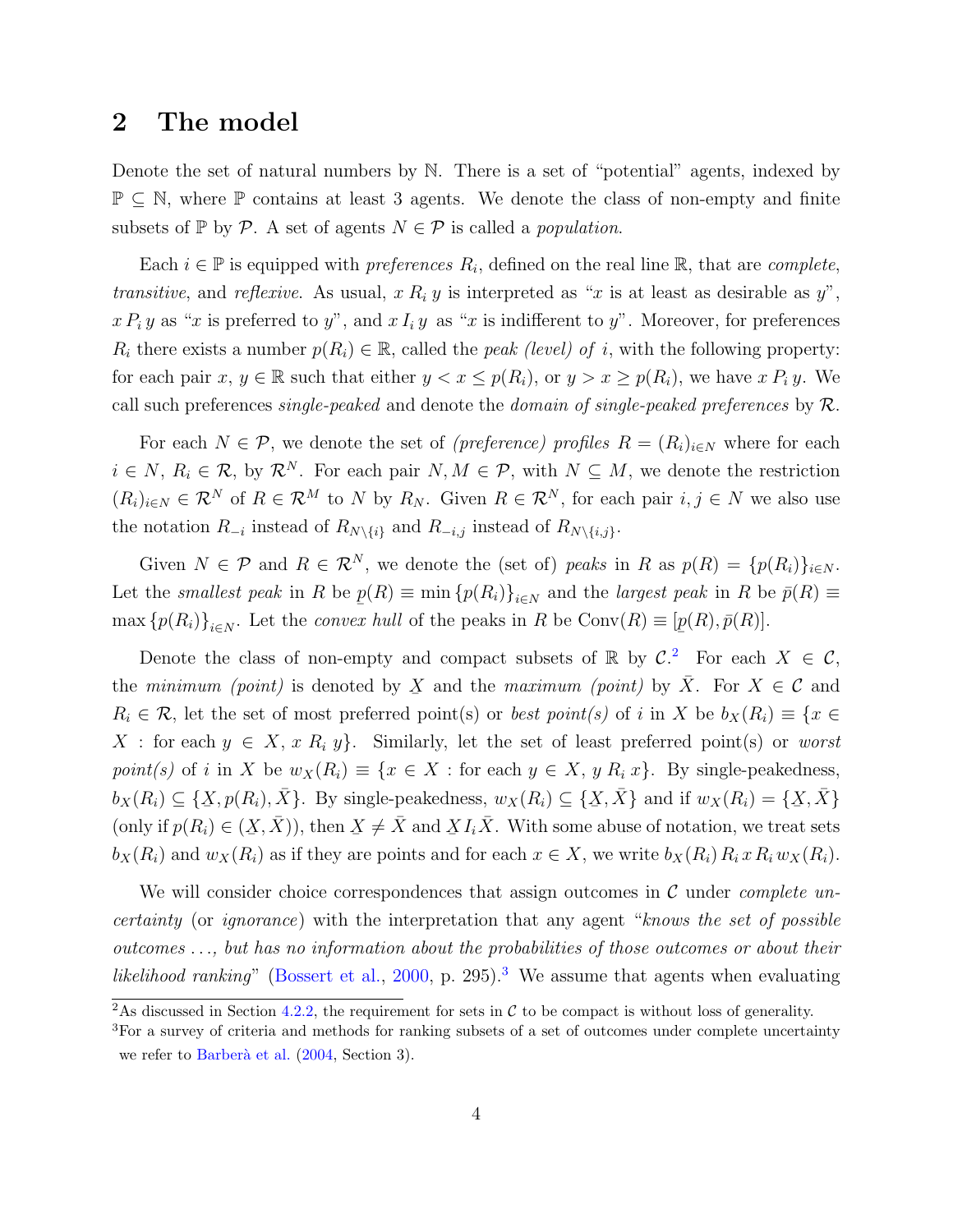## 2 The model

Denote the set of natural numbers by $\mathbb{N}$. There is a set of "potential" agents, indexed by $\mathbb{P} \subseteq \mathbb{N}$, where $\mathbb{P}$ contains at least 3 agents. We denote the class of non-empty and finite subsets of $\mathbb{P}$ by $\mathcal{P}$. A set of agents $N \in \mathcal{P}$ is called a *population*.

Each $i \in \mathbb{P}$ is equipped with *preferences* $R_i$, defined on the real line $\mathbb{R}$, that are *complete*, *transitive*, and *reflexive*. As usual, $x\, R_i\, y$ is interpreted as "$x$ is at least as desirable as $y$", $x\, P_i\, y$ as "$x$ is preferred to $y$", and $x\, I_i\, y$ as "$x$ is indifferent to $y$". Moreover, for preferences $R_i$ there exists a number $p(R_i) \in \mathbb{R}$, called the *peak (level) of* $i$, with the following property: for each pair $x$, $y \in \mathbb{R}$ such that either $y < x \leq p(R_i)$, or $y > x \geq p(R_i)$, we have $x\, P_i\, y$. We call such preferences *single-peaked* and denote the *domain of single-peaked preferences* by $\mathcal{R}$.

For each $N \in \mathcal{P}$, we denote the set of *(preference) profiles* $R = (R_i)_{i \in N}$ where for each $i \in N$, $R_i \in \mathcal{R}$, by $\mathcal{R}^N$. For each pair $N, M \in \mathcal{P}$, with $N \subseteq M$, we denote the restriction $(R_i)_{i \in N} \in \mathcal{R}^N$ of $R \in \mathcal{R}^M$ to $N$ by $R_N$. Given $R \in \mathcal{R}^N$, for each pair $i, j \in N$ we also use the notation $R_{-i}$ instead of $R_{N \setminus \{i\}}$ and $R_{-i,j}$ instead of $R_{N \setminus \{i,j\}}$.

Given $N \in \mathcal{P}$ and $R \in \mathcal{R}^N$, we denote the (set of) *peaks* in $R$ as $p(R) = \{p(R_i)\}_{i \in N}$. Let the *smallest peak* in $R$ be $\underline{p}(R) \equiv \min\{p(R_i)\}_{i \in N}$ and the *largest peak* in $R$ be $\bar{p}(R) \equiv \max\{p(R_i)\}_{i \in N}$. Let the *convex hull* of the peaks in $R$ be $\text{Conv}(R) \equiv [\underline{p}(R), \bar{p}(R)]$.

Denote the class of non-empty and compact subsets of $\mathbb{R}$ by $\mathcal{C}$.[2] For each $X \in \mathcal{C}$, the *minimum (point)* is denoted by $\underline{X}$ and the *maximum (point)* by $\bar{X}$. For $X \in \mathcal{C}$ and $R_i \in \mathcal{R}$, let the set of most preferred point(s) or *best point(s)* of $i$ in $X$ be $b_X(R_i) \equiv \{x \in X : \text{for each } y \in X,\, x\, R_i\, y\}$. Similarly, let the set of least preferred point(s) or *worst point(s)* of $i$ in $X$ be $w_X(R_i) \equiv \{x \in X : \text{for each } y \in X,\, y\, R_i\, x\}$. By single-peakedness, $b_X(R_i) \subseteq \{\underline{X}, p(R_i), \bar{X}\}$. By single-peakedness, $w_X(R_i) \subseteq \{\underline{X}, \bar{X}\}$ and if $w_X(R_i) = \{\underline{X}, \bar{X}\}$ (only if $p(R_i) \in (\underline{X}, \bar{X})$), then $\underline{X} \neq \bar{X}$ and $\underline{X}\, I_i\, \bar{X}$. With some abuse of notation, we treat sets $b_X(R_i)$ and $w_X(R_i)$ as if they are points and for each $x \in X$, we write $b_X(R_i)\, R_i\, x\, R_i\, w_X(R_i)$.

We will consider choice correspondences that assign outcomes in $\mathcal{C}$ under *complete uncertainty* (or *ignorance*) with the interpretation that any agent "*knows the set of possible outcomes ..., but has no information about the probabilities of those outcomes or about their likelihood ranking*" (Bossert et al., 2000, p. 295).[3] We assume that agents when evaluating

[2] As discussed in Section 4.2.2, the requirement for sets in $\mathcal{C}$ to be compact is without loss of generality.

[3] For a survey of criteria and methods for ranking subsets of a set of outcomes under complete uncertainty we refer to Barberà et al. (2004, Section 3).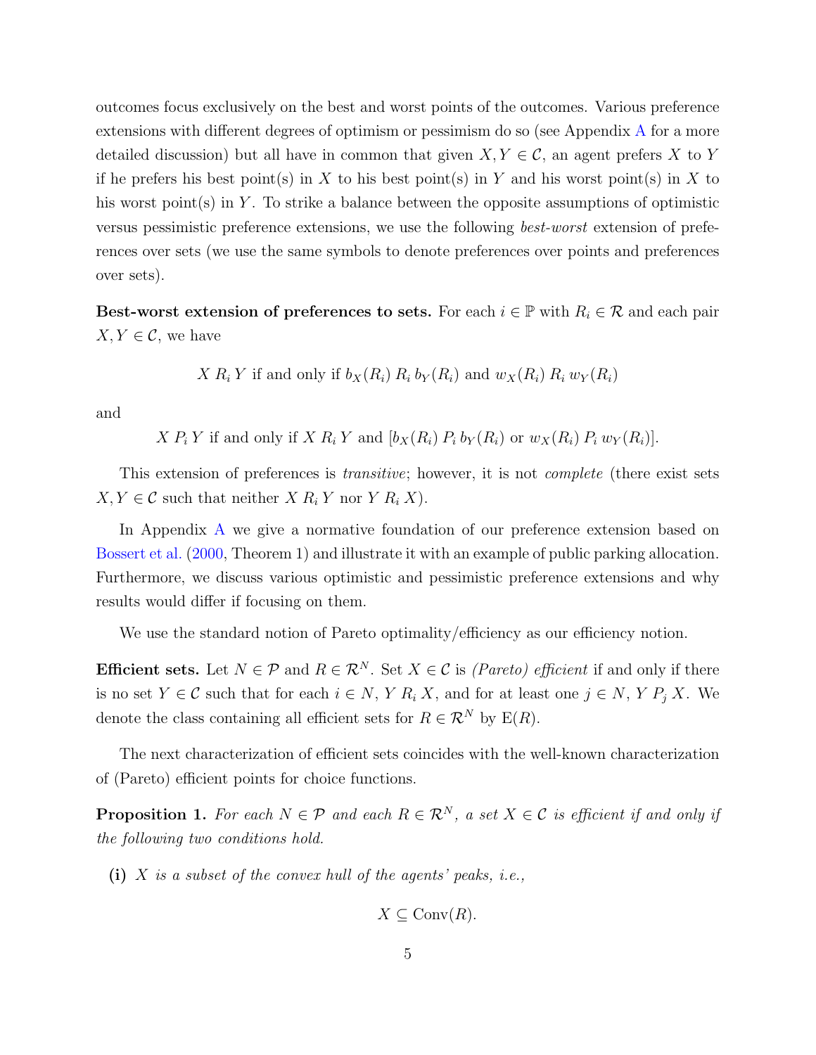outcomes focus exclusively on the best and worst points of the outcomes. Various preference extensions with different degrees of optimism or pessimism do so (see Appendix A for a more detailed discussion) but all have in common that given $X, Y \in \mathcal{C}$, an agent prefers $X$ to $Y$ if he prefers his best point(s) in $X$ to his best point(s) in $Y$ and his worst point(s) in $X$ to his worst point(s) in $Y$. To strike a balance between the opposite assumptions of optimistic versus pessimistic preference extensions, we use the following *best-worst* extension of preferences over sets (we use the same symbols to denote preferences over points and preferences over sets).

**Best-worst extension of preferences to sets.** For each $i \in \mathbb{P}$ with $R_i \in \mathcal{R}$ and each pair $X, Y \in \mathcal{C}$, we have

$$X \, R_i \, Y \text{ if and only if } b_X(R_i) \, R_i \, b_Y(R_i) \text{ and } w_X(R_i) \, R_i \, w_Y(R_i)$$

and

$$X \, P_i \, Y \text{ if and only if } X \, R_i \, Y \text{ and } [b_X(R_i) \, P_i \, b_Y(R_i) \text{ or } w_X(R_i) \, P_i \, w_Y(R_i)].$$

This extension of preferences is *transitive*; however, it is not *complete* (there exist sets $X, Y \in \mathcal{C}$ such that neither $X \, R_i \, Y$ nor $Y \, R_i \, X$).

In Appendix A we give a normative foundation of our preference extension based on Bossert et al. (2000, Theorem 1) and illustrate it with an example of public parking allocation. Furthermore, we discuss various optimistic and pessimistic preference extensions and why results would differ if focusing on them.

We use the standard notion of Pareto optimality/efficiency as our efficiency notion.

**Efficient sets.** Let $N \in \mathcal{P}$ and $R \in \mathcal{R}^N$. Set $X \in \mathcal{C}$ is *(Pareto) efficient* if and only if there is no set $Y \in \mathcal{C}$ such that for each $i \in N$, $Y \, R_i \, X$, and for at least one $j \in N$, $Y \, P_j \, X$. We denote the class containing all efficient sets for $R \in \mathcal{R}^N$ by $\mathrm{E}(R)$.

The next characterization of efficient sets coincides with the well-known characterization of (Pareto) efficient points for choice functions.

**Proposition 1.** *For each $N \in \mathcal{P}$ and each $R \in \mathcal{R}^N$, a set $X \in \mathcal{C}$ is efficient if and only if the following two conditions hold.*

**(i)** *$X$ is a subset of the convex hull of the agents' peaks, i.e.,*

$$X \subseteq \mathrm{Conv}(R).$$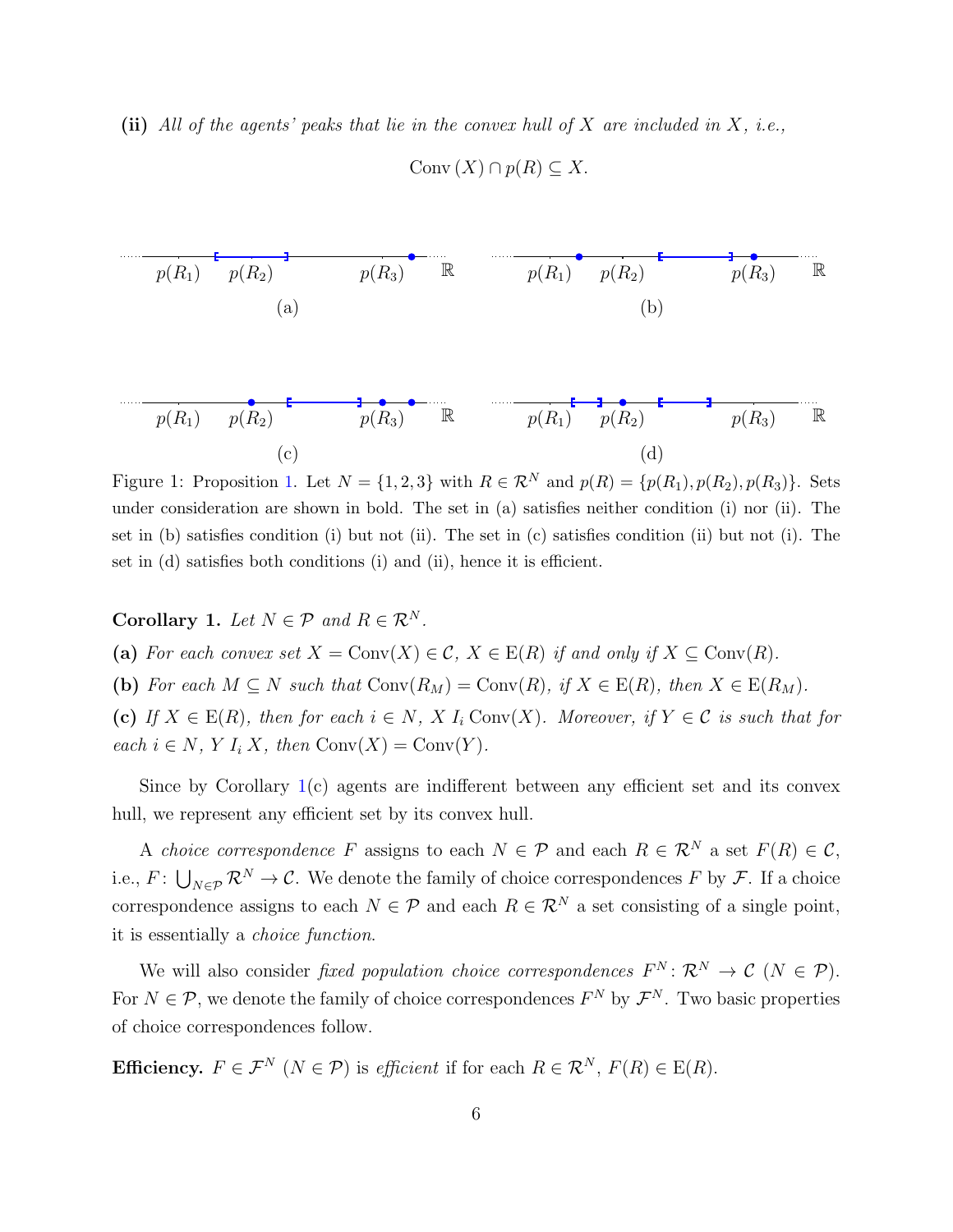**(ii)** *All of the agents' peaks that lie in the convex hull of $X$ are included in $X$, i.e.,*

$$\mathrm{Conv}\,(X) \cap p(R) \subseteq X.$$

Figure 1: Proposition 1. Let $N = \{1, 2, 3\}$ with $R \in \mathcal{R}^N$ and $p(R) = \{p(R_1), p(R_2), p(R_3)\}$. Sets under consideration are shown in bold. The set in (a) satisfies neither condition (i) nor (ii). The set in (b) satisfies condition (i) but not (ii). The set in (c) satisfies condition (ii) but not (i). The set in (d) satisfies both conditions (i) and (ii), hence it is efficient.

**Corollary 1.** *Let $N \in \mathcal{P}$ and $R \in \mathcal{R}^N$.*

**(a)** *For each convex set $X = \mathrm{Conv}(X) \in \mathcal{C}$, $X \in \mathrm{E}(R)$ if and only if $X \subseteq \mathrm{Conv}(R)$.*

**(b)** *For each $M \subseteq N$ such that $\mathrm{Conv}(R_M) = \mathrm{Conv}(R)$, if $X \in \mathrm{E}(R)$, then $X \in \mathrm{E}(R_M)$.*

**(c)** *If $X \in \mathrm{E}(R)$, then for each $i \in N$, $X\ I_i\ \mathrm{Conv}(X)$. Moreover, if $Y \in \mathcal{C}$ is such that for each $i \in N$, $Y\ I_i\ X$, then $\mathrm{Conv}(X) = \mathrm{Conv}(Y)$.*

Since by Corollary 1(c) agents are indifferent between any efficient set and its convex hull, we represent any efficient set by its convex hull.

A *choice correspondence* $F$ assigns to each $N \in \mathcal{P}$ and each $R \in \mathcal{R}^N$ a set $F(R) \in \mathcal{C}$, i.e., $F\colon \bigcup_{N\in\mathcal{P}} \mathcal{R}^N \to \mathcal{C}$. We denote the family of choice correspondences $F$ by $\mathcal{F}$. If a choice correspondence assigns to each $N \in \mathcal{P}$ and each $R \in \mathcal{R}^N$ a set consisting of a single point, it is essentially a *choice function*.

We will also consider *fixed population choice correspondences* $F^N\colon \mathcal{R}^N \to \mathcal{C}$ $(N \in \mathcal{P})$. For $N \in \mathcal{P}$, we denote the family of choice correspondences $F^N$ by $\mathcal{F}^N$. Two basic properties of choice correspondences follow.

**Efficiency.** $F \in \mathcal{F}^N$ $(N \in \mathcal{P})$ is *efficient* if for each $R \in \mathcal{R}^N$, $F(R) \in \mathrm{E}(R)$.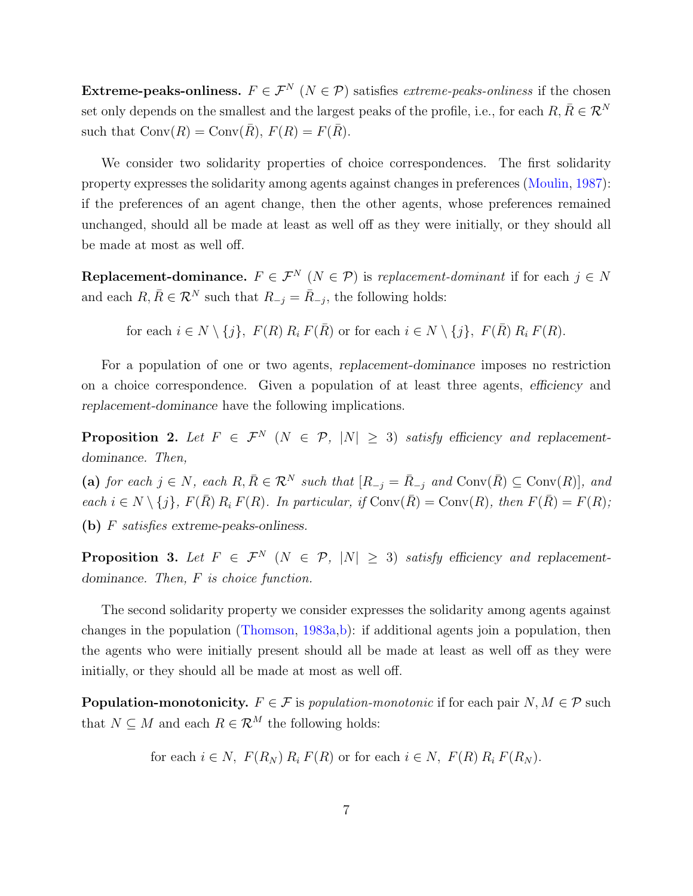**Extreme-peaks-onliness.** $F \in \mathcal{F}^N$ ($N \in \mathcal{P}$) satisfies *extreme-peaks-onliness* if the chosen set only depends on the smallest and the largest peaks of the profile, i.e., for each $R, \bar{R} \in \mathcal{R}^N$ such that $\text{Conv}(R) = \text{Conv}(\bar{R})$, $F(R) = F(\bar{R})$.

We consider two solidarity properties of choice correspondences. The first solidarity property expresses the solidarity among agents against changes in preferences (Moulin, 1987): if the preferences of an agent change, then the other agents, whose preferences remained unchanged, should all be made at least as well off as they were initially, or they should all be made at most as well off.

**Replacement-dominance.** $F \in \mathcal{F}^N$ ($N \in \mathcal{P}$) is *replacement-dominant* if for each $j \in N$ and each $R, \bar{R} \in \mathcal{R}^N$ such that $R_{-j} = \bar{R}_{-j}$, the following holds:

$$\text{for each } i \in N \setminus \{j\},\ F(R)\, R_i\, F(\bar{R}) \text{ or for each } i \in N \setminus \{j\},\ F(\bar{R})\, R_i\, F(R).$$

For a population of one or two agents, *replacement-dominance* imposes no restriction on a choice correspondence. Given a population of at least three agents, *efficiency* and *replacement-dominance* have the following implications.

**Proposition 2.** *Let $F \in \mathcal{F}^N$ ($N \in \mathcal{P}$, $|N| \geq 3$) satisfy efficiency and replacement-dominance. Then,*

**(a)** *for each $j \in N$, each $R, \bar{R} \in \mathcal{R}^N$ such that $[R_{-j} = \bar{R}_{-j}$ and $\text{Conv}(\bar{R}) \subseteq \text{Conv}(R)]$, and each $i \in N \setminus \{j\}$, $F(\bar{R})\, R_i\, F(R)$. In particular, if $\text{Conv}(\bar{R}) = \text{Conv}(R)$, then $F(\bar{R}) = F(R)$;*

**(b)** *$F$ satisfies extreme-peaks-onliness.*

**Proposition 3.** *Let $F \in \mathcal{F}^N$ ($N \in \mathcal{P}$, $|N| \geq 3$) satisfy efficiency and replacement-dominance. Then, $F$ is choice function.*

The second solidarity property we consider expresses the solidarity among agents against changes in the population (Thomson, 1983a,b): if additional agents join a population, then the agents who were initially present should all be made at least as well off as they were initially, or they should all be made at most as well off.

**Population-monotonicity.** $F \in \mathcal{F}$ is *population-monotonic* if for each pair $N, M \in \mathcal{P}$ such that $N \subseteq M$ and each $R \in \mathcal{R}^M$ the following holds:

$$\text{for each } i \in N,\ F(R_N)\, R_i\, F(R) \text{ or for each } i \in N,\ F(R)\, R_i\, F(R_N).$$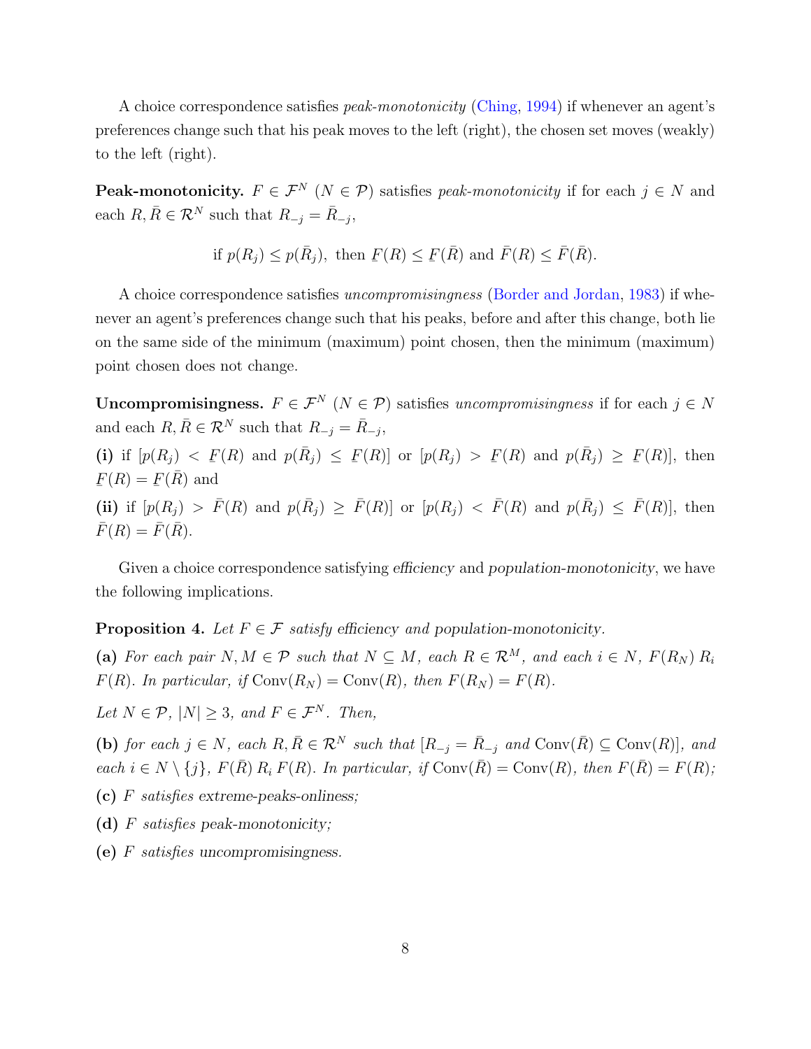A choice correspondence satisfies *peak-monotonicity* (Ching, 1994) if whenever an agent's preferences change such that his peak moves to the left (right), the chosen set moves (weakly) to the left (right).

**Peak-monotonicity.** $F \in \mathcal{F}^N$ $(N \in \mathcal{P})$ satisfies *peak-monotonicity* if for each $j \in N$ and each $R, \bar{R} \in \mathcal{R}^N$ such that $R_{-j} = \bar{R}_{-j}$,

$$\text{if } p(R_j) \leq p(\bar{R}_j), \text{ then } \underline{F}(R) \leq \underline{F}(\bar{R}) \text{ and } \bar{F}(R) \leq \bar{F}(\bar{R}).$$

A choice correspondence satisfies *uncompromisingness* (Border and Jordan, 1983) if whenever an agent's preferences change such that his peaks, before and after this change, both lie on the same side of the minimum (maximum) point chosen, then the minimum (maximum) point chosen does not change.

**Uncompromisingness.** $F \in \mathcal{F}^N$ $(N \in \mathcal{P})$ satisfies *uncompromisingness* if for each $j \in N$ and each $R, \bar{R} \in \mathcal{R}^N$ such that $R_{-j} = \bar{R}_{-j}$,

**(i)** if $[p(R_j) < \underline{F}(R)$ and $p(\bar{R}_j) \leq \underline{F}(R)]$ or $[p(R_j) > \underline{F}(R)$ and $p(\bar{R}_j) \geq \underline{F}(R)]$, then $\underline{F}(R) = \underline{F}(\bar{R})$ and

**(ii)** if $[p(R_j) > \bar{F}(R)$ and $p(\bar{R}_j) \geq \bar{F}(R)]$ or $[p(R_j) < \bar{F}(R)$ and $p(\bar{R}_j) \leq \bar{F}(R)]$, then $\bar{F}(R) = \bar{F}(\bar{R})$.

Given a choice correspondence satisfying *efficiency* and *population-monotonicity*, we have the following implications.

**Proposition 4.** *Let $F \in \mathcal{F}$ satisfy efficiency and population-monotonicity.*

**(a)** *For each pair $N, M \in \mathcal{P}$ such that $N \subseteq M$, each $R \in \mathcal{R}^M$, and each $i \in N$, $F(R_N)\ R_i\ F(R)$. In particular, if $\text{Conv}(R_N) = \text{Conv}(R)$, then $F(R_N) = F(R)$.*

*Let $N \in \mathcal{P}$, $|N| \geq 3$, and $F \in \mathcal{F}^N$. Then,*

**(b)** *for each $j \in N$, each $R, \bar{R} \in \mathcal{R}^N$ such that $[R_{-j} = \bar{R}_{-j}$ and $\text{Conv}(\bar{R}) \subseteq \text{Conv}(R)]$, and each $i \in N \setminus \{j\}$, $F(\bar{R})\ R_i\ F(R)$. In particular, if $\text{Conv}(\bar{R}) = \text{Conv}(R)$, then $F(\bar{R}) = F(R)$;*

**(c)** *$F$ satisfies extreme-peaks-onliness;*

**(d)** *$F$ satisfies peak-monotonicity;*

**(e)** *$F$ satisfies uncompromisingness.*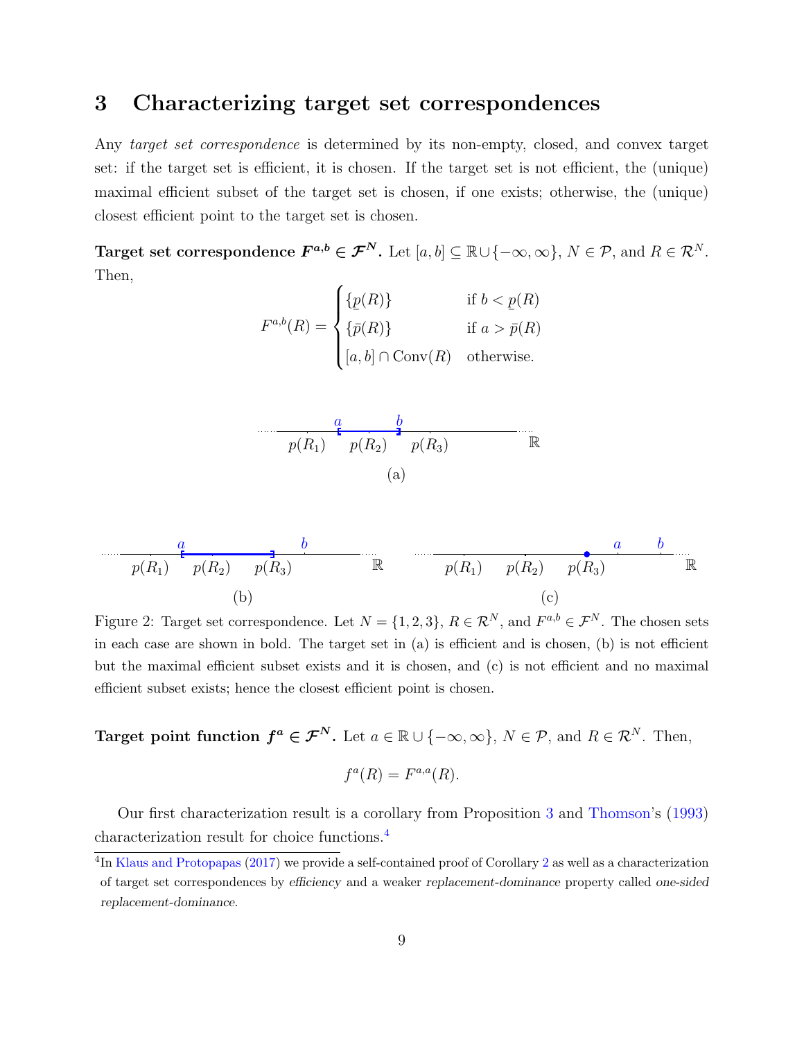## 3 Characterizing target set correspondences

Any *target set correspondence* is determined by its non-empty, closed, and convex target set: if the target set is efficient, it is chosen. If the target set is not efficient, the (unique) maximal efficient subset of the target set is chosen, if one exists; otherwise, the (unique) closest efficient point to the target set is chosen.

**Target set correspondence $F^{a,b} \in \mathcal{F}^N$.** Let $[a,b] \subseteq \mathbb{R} \cup \{-\infty, \infty\}$, $N \in \mathcal{P}$, and $R \in \mathcal{R}^N$. Then,

$$F^{a,b}(R) = \begin{cases} \{\underline{p}(R)\} & \text{if } b < \underline{p}(R) \\ \{\bar{p}(R)\} & \text{if } a > \bar{p}(R) \\ [a,b] \cap \text{Conv}(R) & \text{otherwise.} \end{cases}$$

Figure 2: Target set correspondence. Let $N = \{1,2,3\}$, $R \in \mathcal{R}^N$, and $F^{a,b} \in \mathcal{F}^N$. The chosen sets in each case are shown in bold. The target set in (a) is efficient and is chosen, (b) is not efficient but the maximal efficient subset exists and it is chosen, and (c) is not efficient and no maximal efficient subset exists; hence the closest efficient point is chosen.

**Target point function $f^a \in \mathcal{F}^N$.** Let $a \in \mathbb{R} \cup \{-\infty, \infty\}$, $N \in \mathcal{P}$, and $R \in \mathcal{R}^N$. Then,

$$f^a(R) = F^{a,a}(R).$$

Our first characterization result is a corollary from Proposition 3 and Thomson's (1993) characterization result for choice functions.[4]

[4]In Klaus and Protopapas (2017) we provide a self-contained proof of Corollary 2 as well as a characterization of target set correspondences by *efficiency* and a weaker *replacement-dominance* property called *one-sided replacement-dominance*.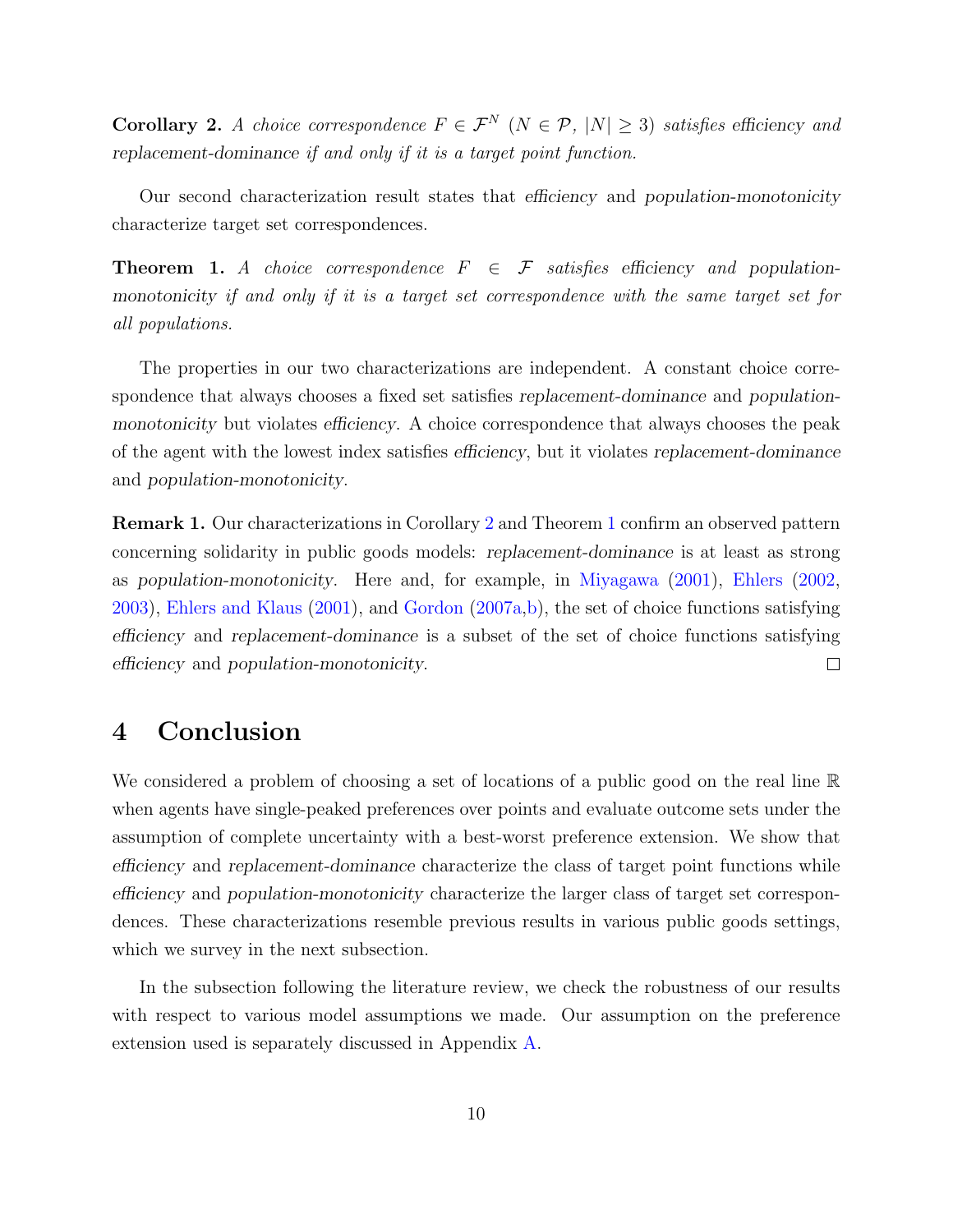**Corollary 2.** *A choice correspondence $F \in \mathcal{F}^N$ ($N \in \mathcal{P}$, $|N| \geq 3$) satisfies efficiency and replacement-dominance if and only if it is a target point function.*

Our second characterization result states that *efficiency* and *population-monotonicity* characterize target set correspondences.

**Theorem 1.** *A choice correspondence $F \in \mathcal{F}$ satisfies efficiency and population-monotonicity if and only if it is a target set correspondence with the same target set for all populations.*

The properties in our two characterizations are independent. A constant choice correspondence that always chooses a fixed set satisfies *replacement-dominance* and *population-monotonicity* but violates *efficiency*. A choice correspondence that always chooses the peak of the agent with the lowest index satisfies *efficiency*, but it violates *replacement-dominance* and *population-monotonicity*.

**Remark 1.** Our characterizations in Corollary 2 and Theorem 1 confirm an observed pattern concerning solidarity in public goods models: *replacement-dominance* is at least as strong as *population-monotonicity*. Here and, for example, in Miyagawa (2001), Ehlers (2002, 2003), Ehlers and Klaus (2001), and Gordon (2007a,b), the set of choice functions satisfying *efficiency* and *replacement-dominance* is a subset of the set of choice functions satisfying *efficiency* and *population-monotonicity*. □

# 4 Conclusion

We considered a problem of choosing a set of locations of a public good on the real line $\mathbb{R}$ when agents have single-peaked preferences over points and evaluate outcome sets under the assumption of complete uncertainty with a best-worst preference extension. We show that *efficiency* and *replacement-dominance* characterize the class of target point functions while *efficiency* and *population-monotonicity* characterize the larger class of target set correspondences. These characterizations resemble previous results in various public goods settings, which we survey in the next subsection.

In the subsection following the literature review, we check the robustness of our results with respect to various model assumptions we made. Our assumption on the preference extension used is separately discussed in Appendix A.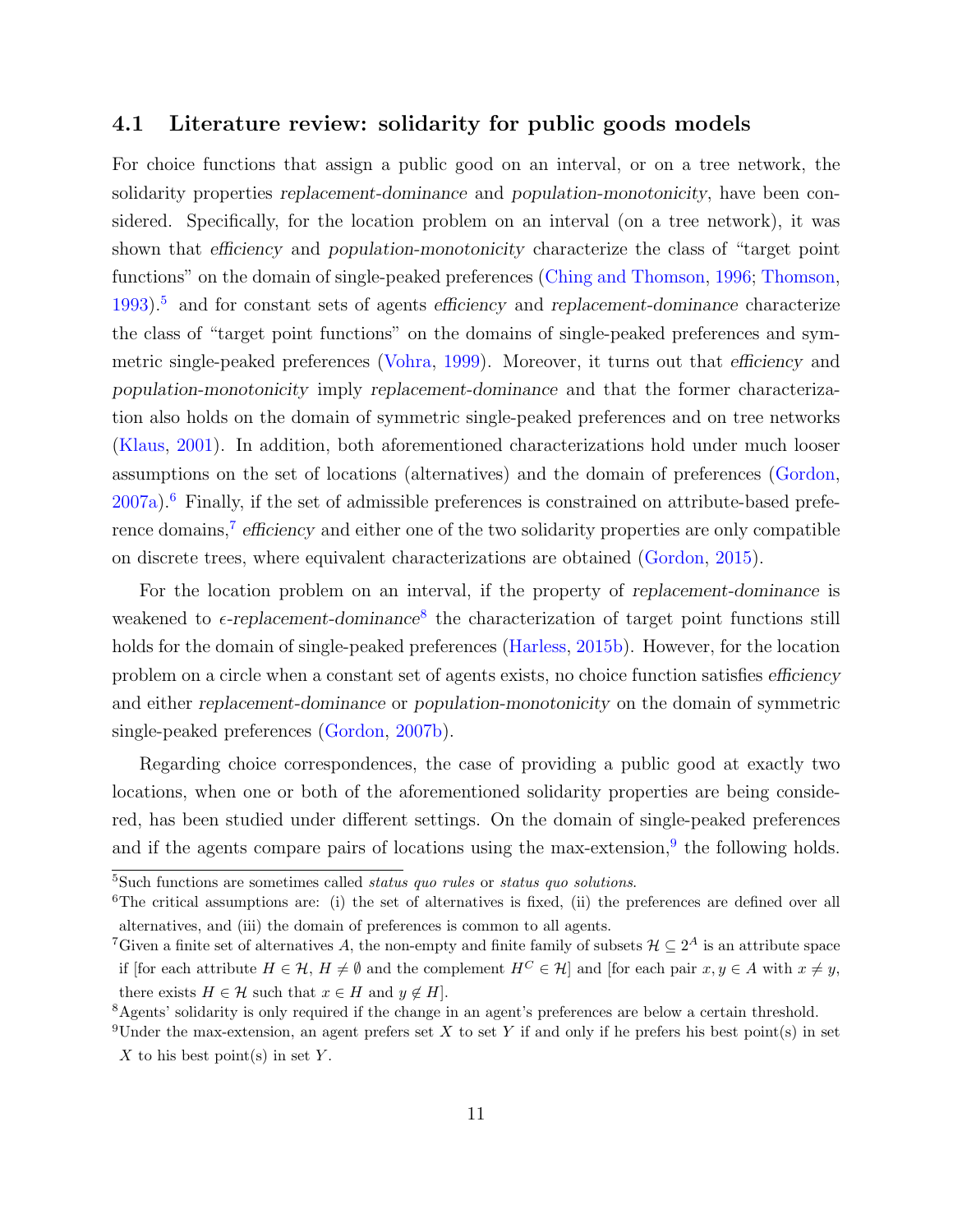### 4.1 Literature review: solidarity for public goods models

For choice functions that assign a public good on an interval, or on a tree network, the solidarity properties *replacement-dominance* and *population-monotonicity*, have been considered. Specifically, for the location problem on an interval (on a tree network), it was shown that *efficiency* and *population-monotonicity* characterize the class of "target point functions" on the domain of single-peaked preferences (Ching and Thomson, 1996; Thomson, 1993).[5] and for constant sets of agents *efficiency* and *replacement-dominance* characterize the class of "target point functions" on the domains of single-peaked preferences and symmetric single-peaked preferences (Vohra, 1999). Moreover, it turns out that *efficiency* and *population-monotonicity* imply *replacement-dominance* and that the former characterization also holds on the domain of symmetric single-peaked preferences and on tree networks (Klaus, 2001). In addition, both aforementioned characterizations hold under much looser assumptions on the set of locations (alternatives) and the domain of preferences (Gordon, 2007a).[6] Finally, if the set of admissible preferences is constrained on attribute-based preference domains,[7] *efficiency* and either one of the two solidarity properties are only compatible on discrete trees, where equivalent characterizations are obtained (Gordon, 2015).

For the location problem on an interval, if the property of *replacement-dominance* is weakened to *$\epsilon$-replacement-dominance*[8] the characterization of target point functions still holds for the domain of single-peaked preferences (Harless, 2015b). However, for the location problem on a circle when a constant set of agents exists, no choice function satisfies *efficiency* and either *replacement-dominance* or *population-monotonicity* on the domain of symmetric single-peaked preferences (Gordon, 2007b).

Regarding choice correspondences, the case of providing a public good at exactly two locations, when one or both of the aforementioned solidarity properties are being considered, has been studied under different settings. On the domain of single-peaked preferences and if the agents compare pairs of locations using the max-extension,[9] the following holds.

---

[5] Such functions are sometimes called *status quo rules* or *status quo solutions*.

[6] The critical assumptions are: (i) the set of alternatives is fixed, (ii) the preferences are defined over all alternatives, and (iii) the domain of preferences is common to all agents.

[7] Given a finite set of alternatives $A$, the non-empty and finite family of subsets $\mathcal{H} \subseteq 2^A$ is an attribute space if [for each attribute $H \in \mathcal{H}$, $H \neq \emptyset$ and the complement $H^C \in \mathcal{H}$] and [for each pair $x, y \in A$ with $x \neq y$, there exists $H \in \mathcal{H}$ such that $x \in H$ and $y \notin H$].

[8] Agents' solidarity is only required if the change in an agent's preferences are below a certain threshold.

[9] Under the max-extension, an agent prefers set $X$ to set $Y$ if and only if he prefers his best point(s) in set $X$ to his best point(s) in set $Y$.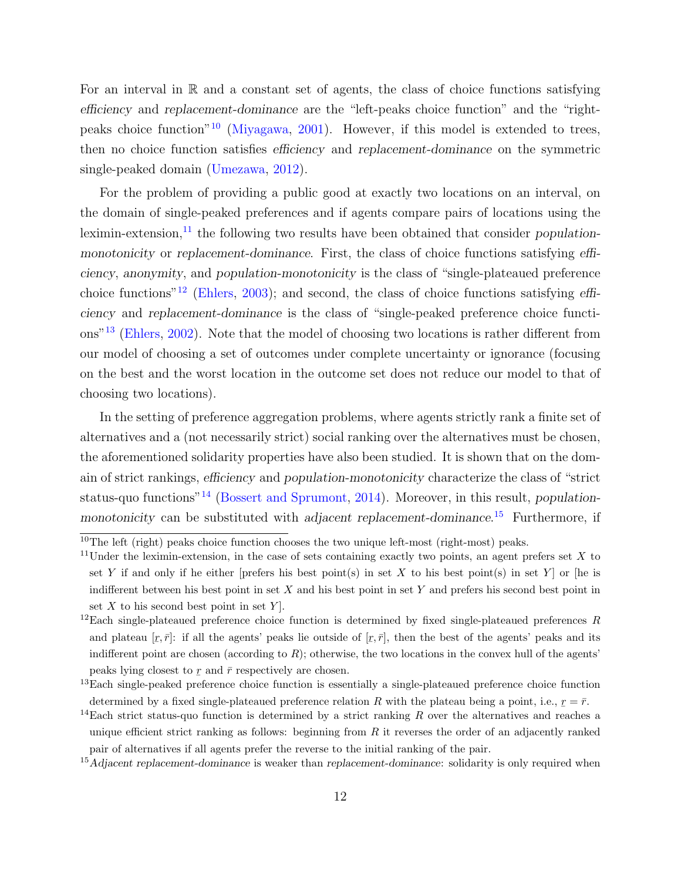For an interval in $\mathbb{R}$ and a constant set of agents, the class of choice functions satisfying *efficiency* and *replacement-dominance* are the "left-peaks choice function" and the "right-peaks choice function"[10] (Miyagawa, 2001). However, if this model is extended to trees, then no choice function satisfies *efficiency* and *replacement-dominance* on the symmetric single-peaked domain (Umezawa, 2012).

For the problem of providing a public good at exactly two locations on an interval, on the domain of single-peaked preferences and if agents compare pairs of locations using the leximin-extension,[11] the following two results have been obtained that consider *population-monotonicity* or *replacement-dominance*. First, the class of choice functions satisfying *efficiency*, *anonymity*, and *population-monotonicity* is the class of "single-plateaued preference choice functions"[12] (Ehlers, 2003); and second, the class of choice functions satisfying *efficiency* and *replacement-dominance* is the class of "single-peaked preference choice functions"[13] (Ehlers, 2002). Note that the model of choosing two locations is rather different from our model of choosing a set of outcomes under complete uncertainty or ignorance (focusing on the best and the worst location in the outcome set does not reduce our model to that of choosing two locations).

In the setting of preference aggregation problems, where agents strictly rank a finite set of alternatives and a (not necessarily strict) social ranking over the alternatives must be chosen, the aforementioned solidarity properties have also been studied. It is shown that on the domain of strict rankings, *efficiency* and *population-monotonicity* characterize the class of "strict status-quo functions"[14] (Bossert and Sprumont, 2014). Moreover, in this result, *population-monotonicity* can be substituted with *adjacent replacement-dominance*.[15] Furthermore, if

---

[10] The left (right) peaks choice function chooses the two unique left-most (right-most) peaks.

[11] Under the leximin-extension, in the case of sets containing exactly two points, an agent prefers set $X$ to set $Y$ if and only if he either [prefers his best point(s) in set $X$ to his best point(s) in set $Y$] or [he is indifferent between his best point in set $X$ and his best point in set $Y$ and prefers his second best point in set $X$ to his second best point in set $Y$].

[12] Each single-plateaued preference choice function is determined by fixed single-plateaued preferences $R$ and plateau $[\underline{r}, \bar{r}]$: if all the agents' peaks lie outside of $[\underline{r}, \bar{r}]$, then the best of the agents' peaks and its indifferent point are chosen (according to $R$); otherwise, the two locations in the convex hull of the agents' peaks lying closest to $\underline{r}$ and $\bar{r}$ respectively are chosen.

[13] Each single-peaked preference choice function is essentially a single-plateaued preference choice function determined by a fixed single-plateaued preference relation $R$ with the plateau being a point, i.e., $\underline{r} = \bar{r}$.

[14] Each strict status-quo function is determined by a strict ranking $R$ over the alternatives and reaches a unique efficient strict ranking as follows: beginning from $R$ it reverses the order of an adjacently ranked pair of alternatives if all agents prefer the reverse to the initial ranking of the pair.

[15] *Adjacent replacement-dominance* is weaker than *replacement-dominance*: solidarity is only required when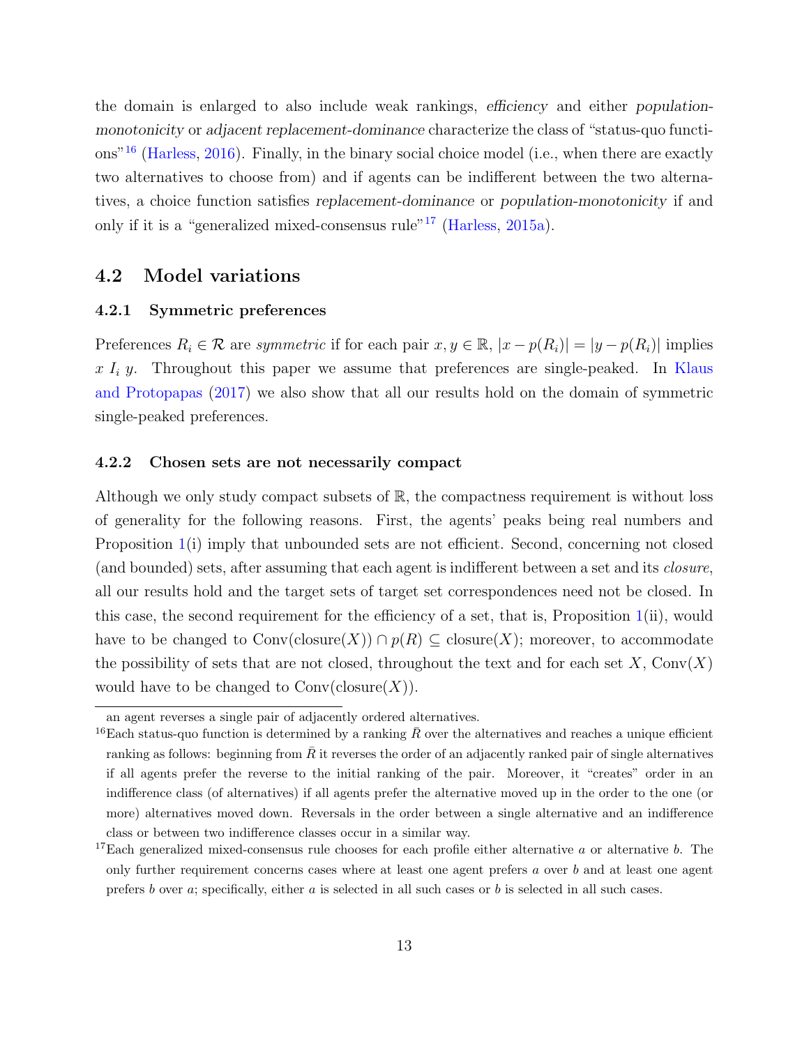the domain is enlarged to also include weak rankings, *efficiency* and either *population-monotonicity* or *adjacent replacement-dominance* characterize the class of "status-quo functions"[16] (Harless, 2016). Finally, in the binary social choice model (i.e., when there are exactly two alternatives to choose from) and if agents can be indifferent between the two alternatives, a choice function satisfies *replacement-dominance* or *population-monotonicity* if and only if it is a "generalized mixed-consensus rule"[17] (Harless, 2015a).

## 4.2 Model variations

### 4.2.1 Symmetric preferences

Preferences $R_i \in \mathcal{R}$ are *symmetric* if for each pair $x, y \in \mathbb{R}$, $|x - p(R_i)| = |y - p(R_i)|$ implies $x \; I_i \; y$. Throughout this paper we assume that preferences are single-peaked. In Klaus and Protopapas (2017) we also show that all our results hold on the domain of symmetric single-peaked preferences.

### 4.2.2 Chosen sets are not necessarily compact

Although we only study compact subsets of $\mathbb{R}$, the compactness requirement is without loss of generality for the following reasons. First, the agents' peaks being real numbers and Proposition 1(i) imply that unbounded sets are not efficient. Second, concerning not closed (and bounded) sets, after assuming that each agent is indifferent between a set and its *closure*, all our results hold and the target sets of target set correspondences need not be closed. In this case, the second requirement for the efficiency of a set, that is, Proposition 1(ii), would have to be changed to $\text{Conv}(\text{closure}(X)) \cap p(R) \subseteq \text{closure}(X)$; moreover, to accommodate the possibility of sets that are not closed, throughout the text and for each set $X$, $\text{Conv}(X)$ would have to be changed to $\text{Conv}(\text{closure}(X))$.

---

an agent reverses a single pair of adjacently ordered alternatives.

[16] Each status-quo function is determined by a ranking $\bar{R}$ over the alternatives and reaches a unique efficient ranking as follows: beginning from $\bar{R}$ it reverses the order of an adjacently ranked pair of single alternatives if all agents prefer the reverse to the initial ranking of the pair. Moreover, it "creates" order in an indifference class (of alternatives) if all agents prefer the alternative moved up in the order to the one (or more) alternatives moved down. Reversals in the order between a single alternative and an indifference class or between two indifference classes occur in a similar way.

[17] Each generalized mixed-consensus rule chooses for each profile either alternative $a$ or alternative $b$. The only further requirement concerns cases where at least one agent prefers $a$ over $b$ and at least one agent prefers $b$ over $a$; specifically, either $a$ is selected in all such cases or $b$ is selected in all such cases.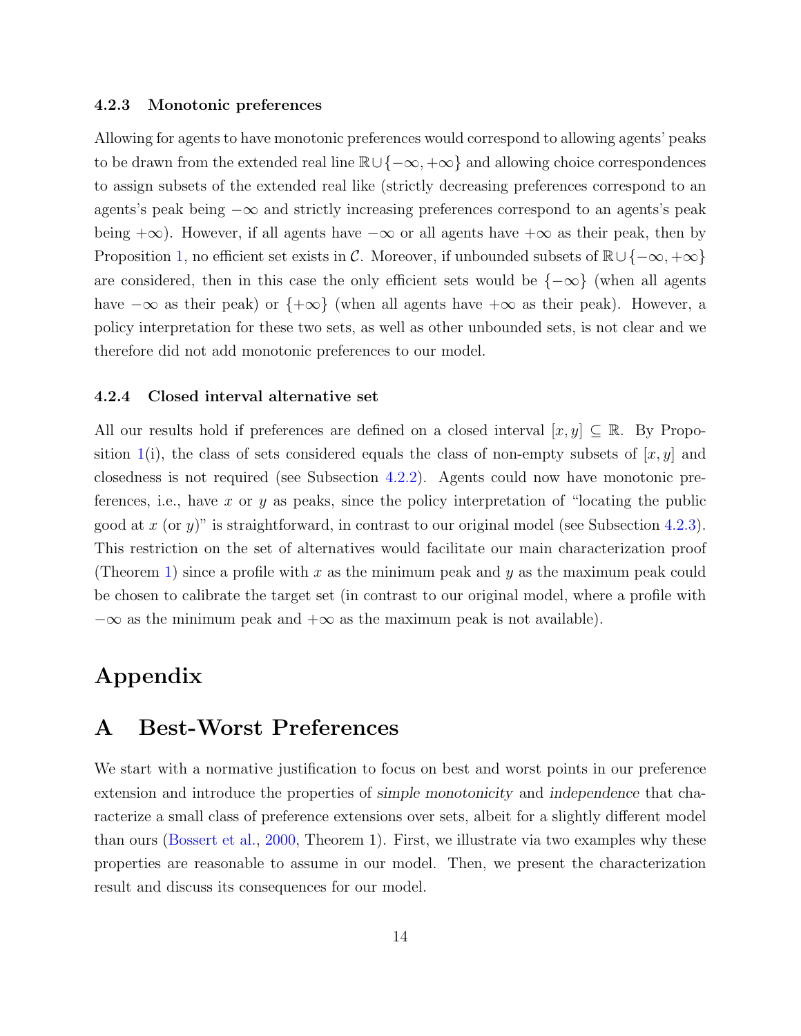#### 4.2.3 Monotonic preferences

Allowing for agents to have monotonic preferences would correspond to allowing agents' peaks to be drawn from the extended real line $\mathbb{R} \cup \{-\infty, +\infty\}$ and allowing choice correspondences to assign subsets of the extended real like (strictly decreasing preferences correspond to an agents's peak being $-\infty$ and strictly increasing preferences correspond to an agents's peak being $+\infty$). However, if all agents have $-\infty$ or all agents have $+\infty$ as their peak, then by Proposition 1, no efficient set exists in $\mathcal{C}$. Moreover, if unbounded subsets of $\mathbb{R} \cup \{-\infty, +\infty\}$ are considered, then in this case the only efficient sets would be $\{-\infty\}$ (when all agents have $-\infty$ as their peak) or $\{+\infty\}$ (when all agents have $+\infty$ as their peak). However, a policy interpretation for these two sets, as well as other unbounded sets, is not clear and we therefore did not add monotonic preferences to our model.

#### 4.2.4 Closed interval alternative set

All our results hold if preferences are defined on a closed interval $[x, y] \subseteq \mathbb{R}$. By Proposition 1(i), the class of sets considered equals the class of non-empty subsets of $[x, y]$ and closedness is not required (see Subsection 4.2.2). Agents could now have monotonic preferences, i.e., have $x$ or $y$ as peaks, since the policy interpretation of "locating the public good at $x$ (or $y$)" is straightforward, in contrast to our original model (see Subsection 4.2.3). This restriction on the set of alternatives would facilitate our main characterization proof (Theorem 1) since a profile with $x$ as the minimum peak and $y$ as the maximum peak could be chosen to calibrate the target set (in contrast to our original model, where a profile with $-\infty$ as the minimum peak and $+\infty$ as the maximum peak is not available).

# Appendix

## A Best-Worst Preferences

We start with a normative justification to focus on best and worst points in our preference extension and introduce the properties of *simple monotonicity* and *independence* that characterize a small class of preference extensions over sets, albeit for a slightly different model than ours (Bossert et al., 2000, Theorem 1). First, we illustrate via two examples why these properties are reasonable to assume in our model. Then, we present the characterization result and discuss its consequences for our model.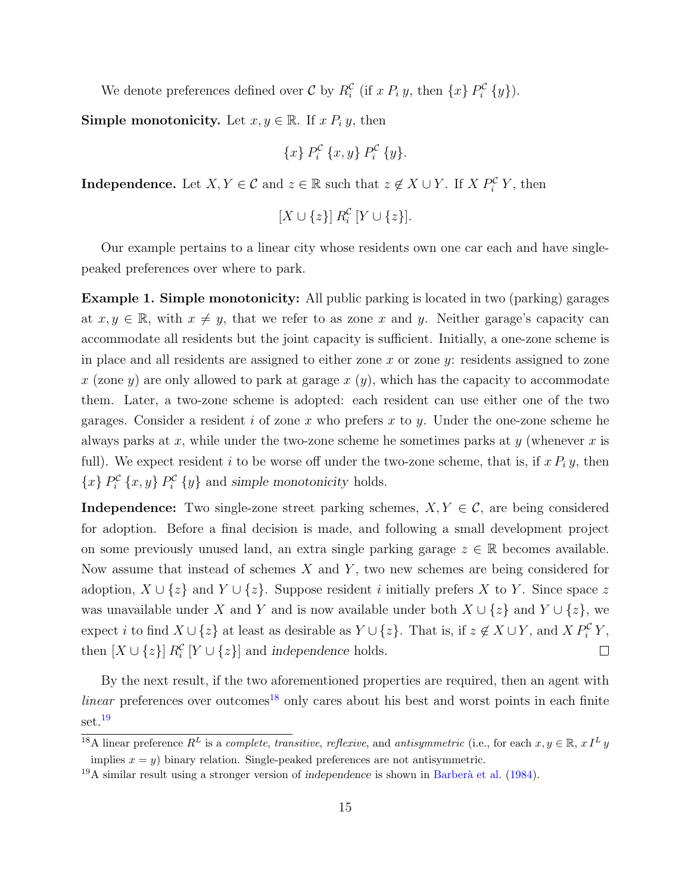We denote preferences defined over $\mathcal{C}$ by $R_i^{\mathcal{C}}$ (if $x\,P_i\,y$, then $\{x\}\,P_i^{\mathcal{C}}\,\{y\}$).

**Simple monotonicity.** Let $x, y \in \mathbb{R}$. If $x\,P_i\,y$, then

$$\{x\}\,P_i^{\mathcal{C}}\,\{x, y\}\,P_i^{\mathcal{C}}\,\{y\}.$$

**Independence.** Let $X, Y \in \mathcal{C}$ and $z \in \mathbb{R}$ such that $z \notin X \cup Y$. If $X\,P_i^{\mathcal{C}}\,Y$, then

$$[X \cup \{z\}]\,R_i^{\mathcal{C}}\,[Y \cup \{z\}].$$

Our example pertains to a linear city whose residents own one car each and have single-peaked preferences over where to park.

**Example 1. Simple monotonicity:** All public parking is located in two (parking) garages at $x, y \in \mathbb{R}$, with $x \neq y$, that we refer to as zone $x$ and $y$. Neither garage's capacity can accommodate all residents but the joint capacity is sufficient. Initially, a one-zone scheme is in place and all residents are assigned to either zone $x$ or zone $y$: residents assigned to zone $x$ (zone $y$) are only allowed to park at garage $x$ ($y$), which has the capacity to accommodate them. Later, a two-zone scheme is adopted: each resident can use either one of the two garages. Consider a resident $i$ of zone $x$ who prefers $x$ to $y$. Under the one-zone scheme he always parks at $x$, while under the two-zone scheme he sometimes parks at $y$ (whenever $x$ is full). We expect resident $i$ to be worse off under the two-zone scheme, that is, if $x\,P_i\,y$, then $\{x\}\,P_i^{\mathcal{C}}\,\{x, y\}\,P_i^{\mathcal{C}}\,\{y\}$ and *simple monotonicity* holds.

**Independence:** Two single-zone street parking schemes, $X, Y \in \mathcal{C}$, are being considered for adoption. Before a final decision is made, and following a small development project on some previously unused land, an extra single parking garage $z \in \mathbb{R}$ becomes available. Now assume that instead of schemes $X$ and $Y$, two new schemes are being considered for adoption, $X \cup \{z\}$ and $Y \cup \{z\}$. Suppose resident $i$ initially prefers $X$ to $Y$. Since space $z$ was unavailable under $X$ and $Y$ and is now available under both $X \cup \{z\}$ and $Y \cup \{z\}$, we expect $i$ to find $X \cup \{z\}$ at least as desirable as $Y \cup \{z\}$. That is, if $z \notin X \cup Y$, and $X\,P_i^{\mathcal{C}}\,Y$, then $[X \cup \{z\}]\,R_i^{\mathcal{C}}\,[Y \cup \{z\}]$ and *independence* holds. □

By the next result, if the two aforementioned properties are required, then an agent with *linear* preferences over outcomes[18] only cares about his best and worst points in each finite set.[19]

[18] A linear preference $R^L$ is a *complete*, *transitive*, *reflexive*, and *antisymmetric* (i.e., for each $x, y \in \mathbb{R}$, $x\,I^L\,y$ implies $x = y$) binary relation. Single-peaked preferences are not antisymmetric.

[19] A similar result using a stronger version of *independence* is shown in Barberà et al. (1984).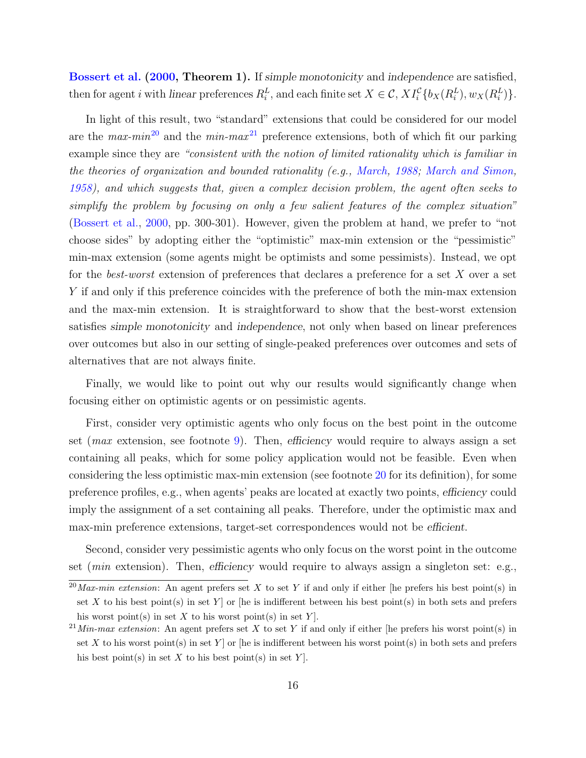**Bossert et al. (2000, Theorem 1).** If *simple monotonicity* and *independence* are satisfied, then for agent $i$ with *linear* preferences $R_i^L$, and each finite set $X \in \mathcal{C}$, $X I_i^{\mathcal{C}} \{b_X(R_i^L), w_X(R_i^L)\}$.

In light of this result, two "standard" extensions that could be considered for our model are the *max-min*[20] and the *min-max*[21] preference extensions, both of which fit our parking example since they are *"consistent with the notion of limited rationality which is familiar in the theories of organization and bounded rationality (e.g., March, 1988; March and Simon, 1958), and which suggests that, given a complex decision problem, the agent often seeks to simplify the problem by focusing on only a few salient features of the complex situation"* (Bossert et al., 2000, pp. 300-301). However, given the problem at hand, we prefer to "not choose sides" by adopting either the "optimistic" max-min extension or the "pessimistic" min-max extension (some agents might be optimists and some pessimists). Instead, we opt for the *best-worst* extension of preferences that declares a preference for a set $X$ over a set $Y$ if and only if this preference coincides with the preference of both the min-max extension and the max-min extension. It is straightforward to show that the best-worst extension satisfies *simple monotonicity* and *independence*, not only when based on linear preferences over outcomes but also in our setting of single-peaked preferences over outcomes and sets of alternatives that are not always finite.

Finally, we would like to point out why our results would significantly change when focusing either on optimistic agents or on pessimistic agents.

First, consider very optimistic agents who only focus on the best point in the outcome set (*max* extension, see footnote 9). Then, *efficiency* would require to always assign a set containing all peaks, which for some policy application would not be feasible. Even when considering the less optimistic max-min extension (see footnote 20 for its definition), for some preference profiles, e.g., when agents' peaks are located at exactly two points, *efficiency* could imply the assignment of a set containing all peaks. Therefore, under the optimistic max and max-min preference extensions, target-set correspondences would not be *efficient*.

Second, consider very pessimistic agents who only focus on the worst point in the outcome set (*min* extension). Then, *efficiency* would require to always assign a singleton set: e.g.,

[20] *Max-min extension*: An agent prefers set $X$ to set $Y$ if and only if either [he prefers his best point(s) in set $X$ to his best point(s) in set $Y$] or [he is indifferent between his best point(s) in both sets and prefers his worst point(s) in set $X$ to his worst point(s) in set $Y$].

[21] *Min-max extension*: An agent prefers set $X$ to set $Y$ if and only if either [he prefers his worst point(s) in set $X$ to his worst point(s) in set $Y$] or [he is indifferent between his worst point(s) in both sets and prefers his best point(s) in set $X$ to his best point(s) in set $Y$].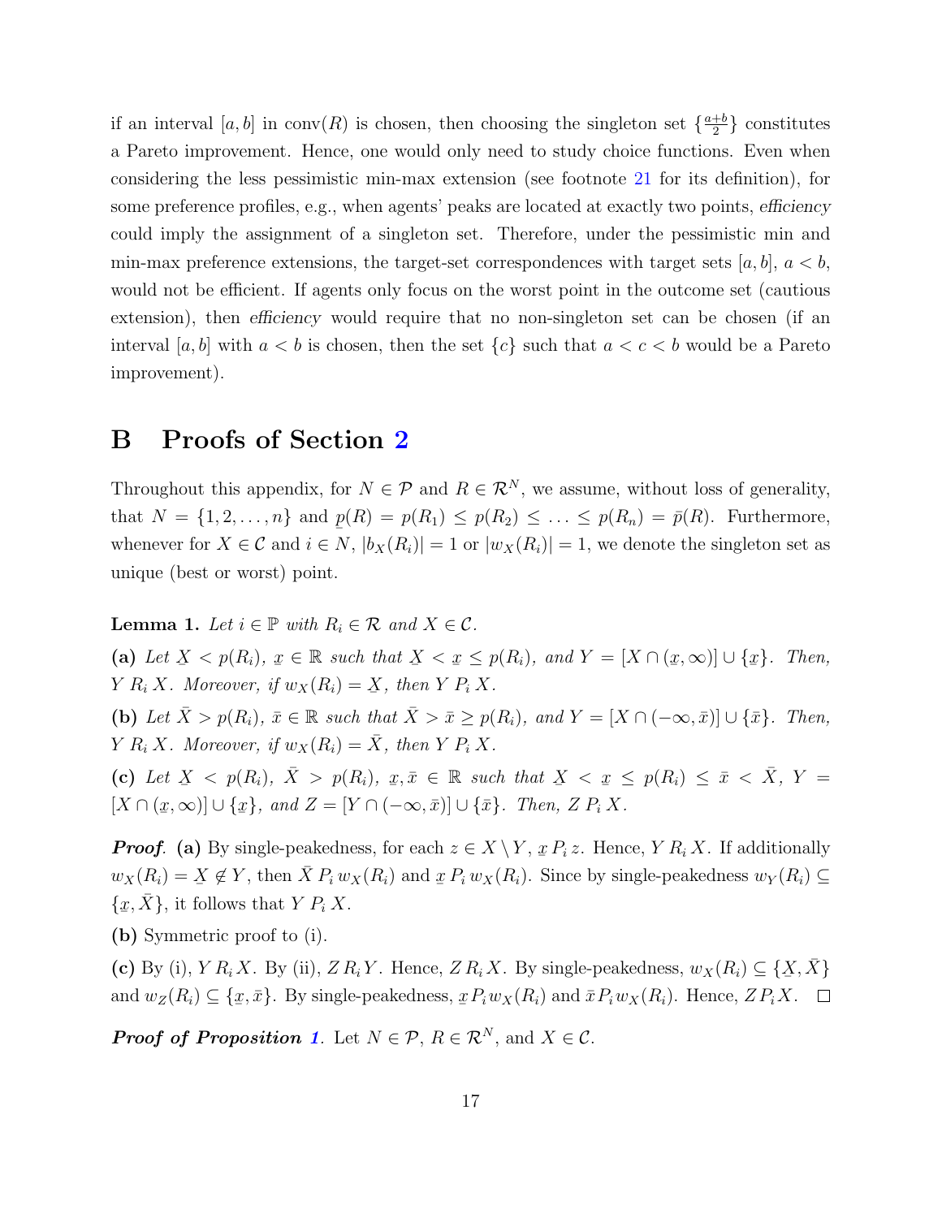if an interval $[a, b]$ in $\text{conv}(R)$ is chosen, then choosing the singleton set $\{\frac{a+b}{2}\}$ constitutes a Pareto improvement. Hence, one would only need to study choice functions. Even when considering the less pessimistic min-max extension (see footnote 21 for its definition), for some preference profiles, e.g., when agents' peaks are located at exactly two points, *efficiency* could imply the assignment of a singleton set. Therefore, under the pessimistic min and min-max preference extensions, the target-set correspondences with target sets $[a, b]$, $a < b$, would not be efficient. If agents only focus on the worst point in the outcome set (cautious extension), then *efficiency* would require that no non-singleton set can be chosen (if an interval $[a, b]$ with $a < b$ is chosen, then the set $\{c\}$ such that $a < c < b$ would be a Pareto improvement).

# B Proofs of Section 2

Throughout this appendix, for $N \in \mathcal{P}$ and $R \in \mathcal{R}^N$, we assume, without loss of generality, that $N = \{1, 2, \ldots, n\}$ and $\underline{p}(R) = p(R_1) \leq p(R_2) \leq \ldots \leq p(R_n) = \bar{p}(R)$. Furthermore, whenever for $X \in \mathcal{C}$ and $i \in N$, $|b_X(R_i)| = 1$ or $|w_X(R_i)| = 1$, we denote the singleton set as unique (best or worst) point.

**Lemma 1.** *Let $i \in \mathbb{P}$ with $R_i \in \mathcal{R}$ and $X \in \mathcal{C}$.*

**(a)** *Let $\underline{X} < p(R_i)$, $\underline{x} \in \mathbb{R}$ such that $\underline{X} < \underline{x} \leq p(R_i)$, and $Y = [X \cap (\underline{x}, \infty)] \cup \{\underline{x}\}$. Then, $Y \, R_i \, X$. Moreover, if $w_X(R_i) = \underline{X}$, then $Y \, P_i \, X$.*

**(b)** *Let $\bar{X} > p(R_i)$, $\bar{x} \in \mathbb{R}$ such that $\bar{X} > \bar{x} \geq p(R_i)$, and $Y = [X \cap (-\infty, \bar{x})] \cup \{\bar{x}\}$. Then, $Y \, R_i \, X$. Moreover, if $w_X(R_i) = \bar{X}$, then $Y \, P_i \, X$.*

**(c)** *Let $\underline{X} < p(R_i)$, $\bar{X} > p(R_i)$, $\underline{x}, \bar{x} \in \mathbb{R}$ such that $\underline{X} < \underline{x} \leq p(R_i) \leq \bar{x} < \bar{X}$, $Y = [X \cap (\underline{x}, \infty)] \cup \{\underline{x}\}$, and $Z = [Y \cap (-\infty, \bar{x})] \cup \{\bar{x}\}$. Then, $Z \, P_i \, X$.*

***Proof.*** **(a)** By single-peakedness, for each $z \in X \setminus Y$, $\underline{x} \, P_i \, z$. Hence, $Y \, R_i \, X$. If additionally $w_X(R_i) = \underline{X} \notin Y$, then $\bar{X} \, P_i \, w_X(R_i)$ and $\underline{x} \, P_i \, w_X(R_i)$. Since by single-peakedness $w_Y(R_i) \subseteq \{\underline{x}, \bar{X}\}$, it follows that $Y \, P_i \, X$.

**(b)** Symmetric proof to (i).

**(c)** By (i), $Y \, R_i \, X$. By (ii), $Z \, R_i \, Y$. Hence, $Z \, R_i \, X$. By single-peakedness, $w_X(R_i) \subseteq \{\underline{X}, \bar{X}\}$ and $w_Z(R_i) \subseteq \{\underline{x}, \bar{x}\}$. By single-peakedness, $\underline{x} \, P_i \, w_X(R_i)$ and $\bar{x} \, P_i \, w_X(R_i)$. Hence, $Z \, P_i \, X$. $\square$

***Proof of Proposition 1.*** Let $N \in \mathcal{P}$, $R \in \mathcal{R}^N$, and $X \in \mathcal{C}$.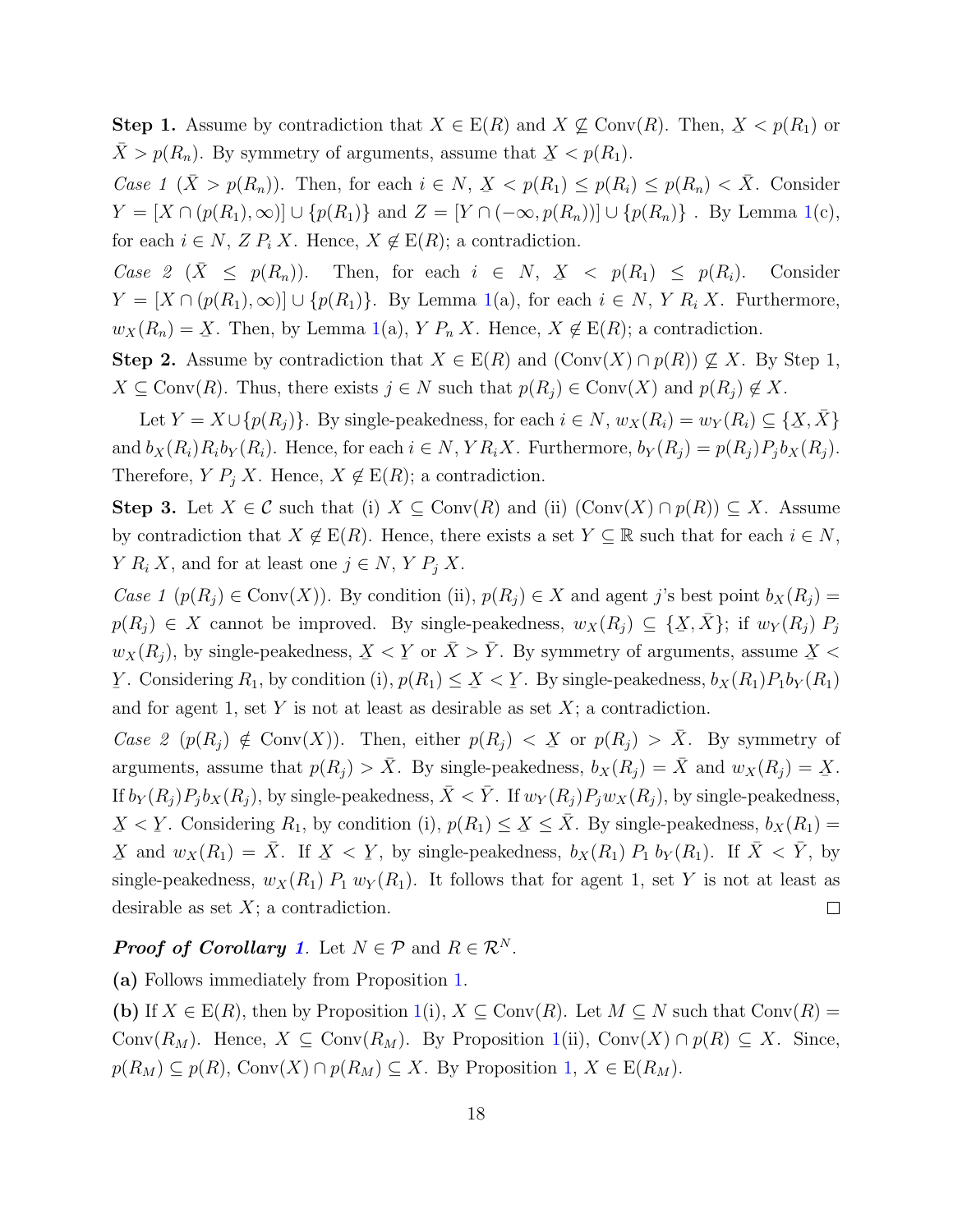**Step 1.** Assume by contradiction that $X \in \mathrm{E}(R)$ and $X \nsubseteq \mathrm{Conv}(R)$. Then, $\underline{X} < p(R_1)$ or $\bar{X} > p(R_n)$. By symmetry of arguments, assume that $\underline{X} < p(R_1)$.

*Case 1* ($\bar{X} > p(R_n)$). Then, for each $i \in N$, $\underline{X} < p(R_1) \leq p(R_i) \leq p(R_n) < \bar{X}$. Consider $Y = [X \cap (p(R_1), \infty)] \cup \{p(R_1)\}$ and $Z = [Y \cap (-\infty, p(R_n))] \cup \{p(R_n)\}$. By Lemma 1(c), for each $i \in N$, $Z \; P_i \; X$. Hence, $X \notin \mathrm{E}(R)$; a contradiction.

*Case 2* ($\bar{X} \leq p(R_n)$). Then, for each $i \in N$, $\underline{X} < p(R_1) \leq p(R_i)$. Consider $Y = [X \cap (p(R_1), \infty)] \cup \{p(R_1)\}$. By Lemma 1(a), for each $i \in N$, $Y \; R_i \; X$. Furthermore, $w_X(R_n) = \underline{X}$. Then, by Lemma 1(a), $Y \; P_n \; X$. Hence, $X \notin \mathrm{E}(R)$; a contradiction.

**Step 2.** Assume by contradiction that $X \in \mathrm{E}(R)$ and $(\mathrm{Conv}(X) \cap p(R)) \nsubseteq X$. By Step 1, $X \subseteq \mathrm{Conv}(R)$. Thus, there exists $j \in N$ such that $p(R_j) \in \mathrm{Conv}(X)$ and $p(R_j) \notin X$.

Let $Y = X \cup \{p(R_j)\}$. By single-peakedness, for each $i \in N$, $w_X(R_i) = w_Y(R_i) \subseteq \{\underline{X}, \bar{X}\}$ and $b_X(R_i) R_i b_Y(R_i)$. Hence, for each $i \in N$, $Y R_i X$. Furthermore, $b_Y(R_j) = p(R_j) P_j b_X(R_j)$. Therefore, $Y \; P_j \; X$. Hence, $X \notin \mathrm{E}(R)$; a contradiction.

**Step 3.** Let $X \in \mathcal{C}$ such that (i) $X \subseteq \mathrm{Conv}(R)$ and (ii) $(\mathrm{Conv}(X) \cap p(R)) \subseteq X$. Assume by contradiction that $X \notin \mathrm{E}(R)$. Hence, there exists a set $Y \subseteq \mathbb{R}$ such that for each $i \in N$, $Y \; R_i \; X$, and for at least one $j \in N$, $Y \; P_j \; X$.

*Case 1* ($p(R_j) \in \mathrm{Conv}(X)$). By condition (ii), $p(R_j) \in X$ and agent $j$'s best point $b_X(R_j) = p(R_j) \in X$ cannot be improved. By single-peakedness, $w_X(R_j) \subseteq \{\underline{X}, \bar{X}\}$; if $w_Y(R_j) \; P_j \; w_X(R_j)$, by single-peakedness, $\underline{X} < \underline{Y}$ or $\bar{X} > \bar{Y}$. By symmetry of arguments, assume $\underline{X} < \underline{Y}$. Considering $R_1$, by condition (i), $p(R_1) \leq \underline{X} < \underline{Y}$. By single-peakedness, $b_X(R_1) P_1 b_Y(R_1)$ and for agent 1, set $Y$ is not at least as desirable as set $X$; a contradiction.

*Case 2* ($p(R_j) \notin \mathrm{Conv}(X)$). Then, either $p(R_j) < \underline{X}$ or $p(R_j) > \bar{X}$. By symmetry of arguments, assume that $p(R_j) > \bar{X}$. By single-peakedness, $b_X(R_j) = \bar{X}$ and $w_X(R_j) = \underline{X}$. If $b_Y(R_j) P_j b_X(R_j)$, by single-peakedness, $\bar{X} < \bar{Y}$. If $w_Y(R_j) P_j w_X(R_j)$, by single-peakedness, $\underline{X} < \underline{Y}$. Considering $R_1$, by condition (i), $p(R_1) \leq \underline{X} \leq \bar{X}$. By single-peakedness, $b_X(R_1) = \underline{X}$ and $w_X(R_1) = \bar{X}$. If $\underline{X} < \underline{Y}$, by single-peakedness, $b_X(R_1) \; P_1 \; b_Y(R_1)$. If $\bar{X} < \bar{Y}$, by single-peakedness, $w_X(R_1) \; P_1 \; w_Y(R_1)$. It follows that for agent 1, set $Y$ is not at least as desirable as set $X$; a contradiction. $\square$

***Proof of Corollary 1.*** Let $N \in \mathcal{P}$ and $R \in \mathcal{R}^N$.

**(a)** Follows immediately from Proposition 1.

**(b)** If $X \in \mathrm{E}(R)$, then by Proposition 1(i), $X \subseteq \mathrm{Conv}(R)$. Let $M \subseteq N$ such that $\mathrm{Conv}(R) = \mathrm{Conv}(R_M)$. Hence, $X \subseteq \mathrm{Conv}(R_M)$. By Proposition 1(ii), $\mathrm{Conv}(X) \cap p(R) \subseteq X$. Since, $p(R_M) \subseteq p(R)$, $\mathrm{Conv}(X) \cap p(R_M) \subseteq X$. By Proposition 1, $X \in \mathrm{E}(R_M)$.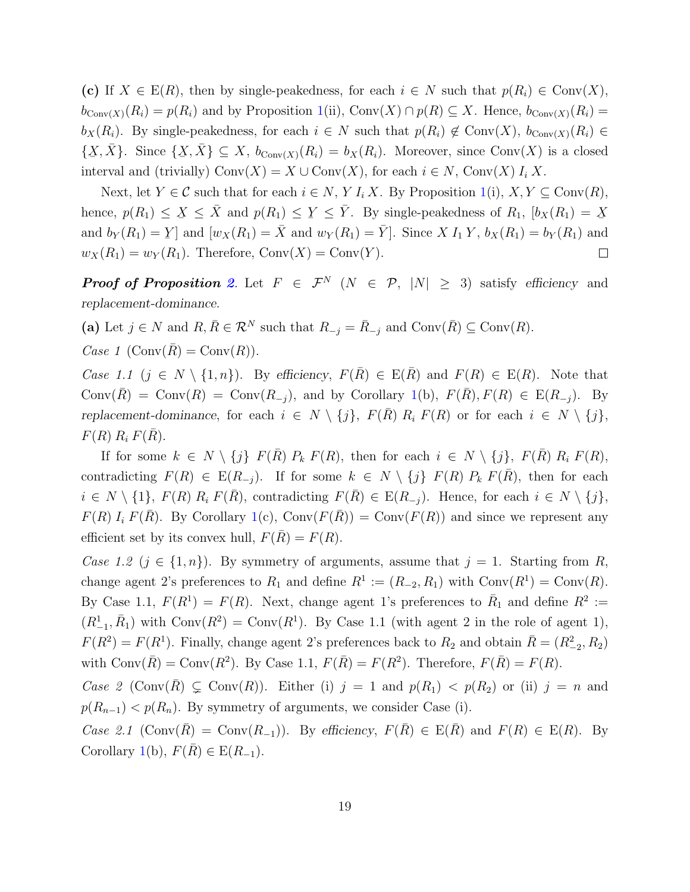**(c)** If $X \in \mathrm{E}(R)$, then by single-peakedness, for each $i \in N$ such that $p(R_i) \in \mathrm{Conv}(X)$, $b_{\mathrm{Conv}(X)}(R_i) = p(R_i)$ and by Proposition 1(ii), $\mathrm{Conv}(X) \cap p(R) \subseteq X$. Hence, $b_{\mathrm{Conv}(X)}(R_i) = b_X(R_i)$. By single-peakedness, for each $i \in N$ such that $p(R_i) \notin \mathrm{Conv}(X)$, $b_{\mathrm{Conv}(X)}(R_i) \in \{\underline{X}, \bar{X}\}$. Since $\{\underline{X}, \bar{X}\} \subseteq X$, $b_{\mathrm{Conv}(X)}(R_i) = b_X(R_i)$. Moreover, since $\mathrm{Conv}(X)$ is a closed interval and (trivially) $\mathrm{Conv}(X) = X \cup \mathrm{Conv}(X)$, for each $i \in N$, $\mathrm{Conv}(X)\, I_i\, X$.

Next, let $Y \in \mathcal{C}$ such that for each $i \in N$, $Y\, I_i\, X$. By Proposition 1(i), $X, Y \subseteq \mathrm{Conv}(R)$, hence, $p(R_1) \leq \underline{X} \leq \bar{X}$ and $p(R_1) \leq \underline{Y} \leq \bar{Y}$. By single-peakedness of $R_1$, $[b_X(R_1) = \underline{X}$ and $b_Y(R_1) = \underline{Y}]$ and $[w_X(R_1) = \bar{X}$ and $w_Y(R_1) = \bar{Y}]$. Since $X\, I_1\, Y$, $b_X(R_1) = b_Y(R_1)$ and $w_X(R_1) = w_Y(R_1)$. Therefore, $\mathrm{Conv}(X) = \mathrm{Conv}(Y)$. □

***Proof of Proposition 2***. Let $F \in \mathcal{F}^N$ ($N \in \mathcal{P}$, $|N| \geq 3$) satisfy *efficiency* and *replacement-dominance*.

**(a)** Let $j \in N$ and $R, \bar{R} \in \mathcal{R}^N$ such that $R_{-j} = \bar{R}_{-j}$ and $\mathrm{Conv}(\bar{R}) \subseteq \mathrm{Conv}(R)$.

*Case 1* ($\mathrm{Conv}(\bar{R}) = \mathrm{Conv}(R)$).

*Case 1.1* ($j \in N \setminus \{1, n\}$). By *efficiency*, $F(\bar{R}) \in \mathrm{E}(\bar{R})$ and $F(R) \in \mathrm{E}(R)$. Note that $\mathrm{Conv}(\bar{R}) = \mathrm{Conv}(R) = \mathrm{Conv}(R_{-j})$, and by Corollary 1(b), $F(\bar{R}), F(R) \in \mathrm{E}(R_{-j})$. By *replacement-dominance*, for each $i \in N \setminus \{j\}$, $F(\bar{R})\, R_i\, F(R)$ or for each $i \in N \setminus \{j\}$, $F(R)\, R_i\, F(\bar{R})$.

If for some $k \in N \setminus \{j\}$ $F(\bar{R})\, P_k\, F(R)$, then for each $i \in N \setminus \{j\}$, $F(\bar{R})\, R_i\, F(R)$, contradicting $F(R) \in \mathrm{E}(R_{-j})$. If for some $k \in N \setminus \{j\}$ $F(R)\, P_k\, F(\bar{R})$, then for each $i \in N \setminus \{1\}$, $F(R)\, R_i\, F(\bar{R})$, contradicting $F(\bar{R}) \in \mathrm{E}(R_{-j})$. Hence, for each $i \in N \setminus \{j\}$, $F(R)\, I_i\, F(\bar{R})$. By Corollary 1(c), $\mathrm{Conv}(F(\bar{R})) = \mathrm{Conv}(F(R))$ and since we represent any efficient set by its convex hull, $F(\bar{R}) = F(R)$.

*Case 1.2* ($j \in \{1, n\}$). By symmetry of arguments, assume that $j = 1$. Starting from $R$, change agent 2's preferences to $R_1$ and define $R^1 := (R_{-2}, R_1)$ with $\mathrm{Conv}(R^1) = \mathrm{Conv}(R)$. By Case 1.1, $F(R^1) = F(R)$. Next, change agent 1's preferences to $\bar{R}_1$ and define $R^2 := (R^1_{-1}, \bar{R}_1)$ with $\mathrm{Conv}(R^2) = \mathrm{Conv}(R^1)$. By Case 1.1 (with agent 2 in the role of agent 1), $F(R^2) = F(R^1)$. Finally, change agent 2's preferences back to $R_2$ and obtain $\bar{R} = (R^2_{-2}, R_2)$ with $\mathrm{Conv}(\bar{R}) = \mathrm{Conv}(R^2)$. By Case 1.1, $F(\bar{R}) = F(R^2)$. Therefore, $F(\bar{R}) = F(R)$.

*Case 2* ($\mathrm{Conv}(\bar{R}) \subsetneq \mathrm{Conv}(R)$). Either (i) $j = 1$ and $p(R_1) < p(R_2)$ or (ii) $j = n$ and $p(R_{n-1}) < p(R_n)$. By symmetry of arguments, we consider Case (i).

*Case 2.1* ($\mathrm{Conv}(\bar{R}) = \mathrm{Conv}(R_{-1})$). By *efficiency*, $F(\bar{R}) \in \mathrm{E}(\bar{R})$ and $F(R) \in \mathrm{E}(R)$. By Corollary 1(b), $F(\bar{R}) \in \mathrm{E}(R_{-1})$.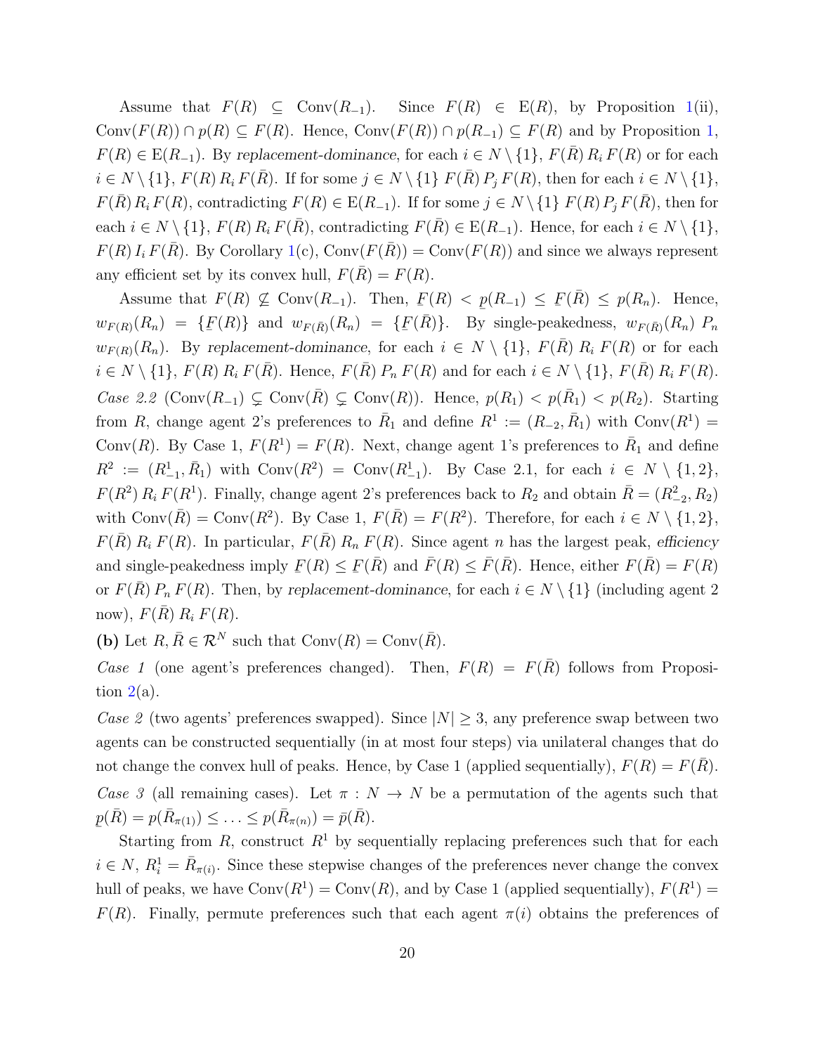Assume that $F(R) \subseteq \text{Conv}(R_{-1})$. Since $F(R) \in \text{E}(R)$, by Proposition 1(ii), $\text{Conv}(F(R)) \cap p(R) \subseteq F(R)$. Hence, $\text{Conv}(F(R)) \cap p(R_{-1}) \subseteq F(R)$ and by Proposition 1, $F(R) \in \text{E}(R_{-1})$. By *replacement-dominance*, for each $i \in N \setminus \{1\}$, $F(\bar{R})\, R_i\, F(R)$ or for each $i \in N \setminus \{1\}$, $F(R)\, R_i\, F(\bar{R})$. If for some $j \in N \setminus \{1\}$ $F(\bar{R})\, P_j\, F(R)$, then for each $i \in N \setminus \{1\}$, $F(\bar{R})\, R_i\, F(R)$, contradicting $F(R) \in \text{E}(R_{-1})$. If for some $j \in N \setminus \{1\}$ $F(R)\, P_j\, F(\bar{R})$, then for each $i \in N \setminus \{1\}$, $F(R)\, R_i\, F(\bar{R})$, contradicting $F(\bar{R}) \in \text{E}(R_{-1})$. Hence, for each $i \in N \setminus \{1\}$, $F(R)\, I_i\, F(\bar{R})$. By Corollary 1(c), $\text{Conv}(F(\bar{R})) = \text{Conv}(F(R))$ and since we always represent any efficient set by its convex hull, $F(\bar{R}) = F(R)$.

Assume that $F(R) \not\subseteq \text{Conv}(R_{-1})$. Then, $\underline{F}(R) < \underline{p}(R_{-1}) \leq \underline{F}(\bar{R}) \leq p(R_n)$. Hence, $w_{F(R)}(R_n) = \{\underline{F}(R)\}$ and $w_{F(\bar{R})}(R_n) = \{\underline{F}(\bar{R})\}$. By single-peakedness, $w_{F(\bar{R})}(R_n)\ P_n\ w_{F(R)}(R_n)$. By *replacement-dominance*, for each $i \in N \setminus \{1\}$, $F(\bar{R})\ R_i\ F(R)$ or for each $i \in N \setminus \{1\}$, $F(R)\ R_i\ F(\bar{R})$. Hence, $F(\bar{R})\ P_n\ F(R)$ and for each $i \in N \setminus \{1\}$, $F(\bar{R})\ R_i\ F(R)$.

*Case 2.2* ($\text{Conv}(R_{-1}) \subsetneq \text{Conv}(\bar{R}) \subsetneq \text{Conv}(R)$). Hence, $p(R_1) < p(\bar{R}_1) < p(R_2)$. Starting from $R$, change agent 2's preferences to $\bar{R}_1$ and define $R^1 := (R_{-2}, \bar{R}_1)$ with $\text{Conv}(R^1) = \text{Conv}(R)$. By Case 1, $F(R^1) = F(R)$. Next, change agent 1's preferences to $\bar{R}_1$ and define $R^2 := (R^1_{-1}, \bar{R}_1)$ with $\text{Conv}(R^2) = \text{Conv}(R^1_{-1})$. By Case 2.1, for each $i \in N \setminus \{1, 2\}$, $F(R^2)\, R_i\, F(R^1)$. Finally, change agent 2's preferences back to $R_2$ and obtain $\bar{R} = (R^2_{-2}, R_2)$ with $\text{Conv}(\bar{R}) = \text{Conv}(R^2)$. By Case 1, $F(\bar{R}) = F(R^2)$. Therefore, for each $i \in N \setminus \{1, 2\}$, $F(\bar{R})\ R_i\ F(R)$. In particular, $F(\bar{R})\ R_n\ F(R)$. Since agent $n$ has the largest peak, *efficiency* and single-peakedness imply $\underline{F}(R) \leq \underline{F}(\bar{R})$ and $\bar{F}(R) \leq \bar{F}(\bar{R})$. Hence, either $F(\bar{R}) = F(R)$ or $F(\bar{R})\, P_n\, F(R)$. Then, by *replacement-dominance*, for each $i \in N \setminus \{1\}$ (including agent 2 now), $F(\bar{R})\ R_i\ F(R)$.

**(b)** Let $R, \bar{R} \in \mathcal{R}^N$ such that $\text{Conv}(R) = \text{Conv}(\bar{R})$.

*Case 1* (one agent's preferences changed). Then, $F(R) = F(\bar{R})$ follows from Proposition 2(a).

*Case 2* (two agents' preferences swapped). Since $|N| \geq 3$, any preference swap between two agents can be constructed sequentially (in at most four steps) via unilateral changes that do not change the convex hull of peaks. Hence, by Case 1 (applied sequentially), $F(R) = F(\bar{R})$.

*Case 3* (all remaining cases). Let $\pi : N \to N$ be a permutation of the agents such that $\underline{p}(\bar{R}) = p(\bar{R}_{\pi(1)}) \leq \ldots \leq p(\bar{R}_{\pi(n)}) = \bar{p}(\bar{R})$.

Starting from $R$, construct $R^1$ by sequentially replacing preferences such that for each $i \in N$, $R^1_i = \bar{R}_{\pi(i)}$. Since these stepwise changes of the preferences never change the convex hull of peaks, we have $\text{Conv}(R^1) = \text{Conv}(R)$, and by Case 1 (applied sequentially), $F(R^1) = F(R)$. Finally, permute preferences such that each agent $\pi(i)$ obtains the preferences of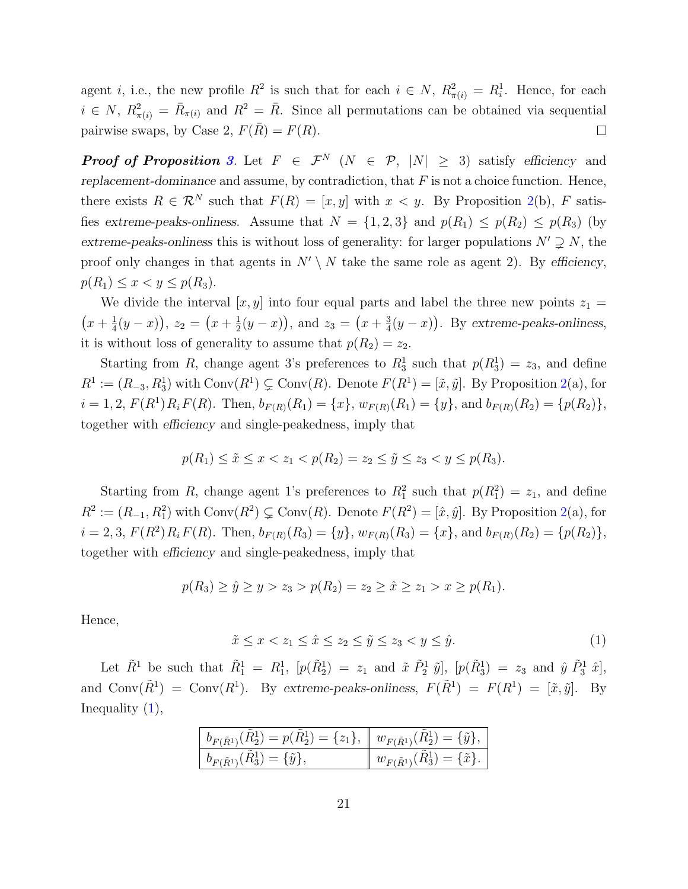agent $i$, i.e., the new profile $R^2$ is such that for each $i \in N$, $R^2_{\pi(i)} = R^1_i$. Hence, for each $i \in N$, $R^2_{\pi(i)} = \bar{R}_{\pi(i)}$ and $R^2 = \bar{R}$. Since all permutations can be obtained via sequential pairwise swaps, by Case 2, $F(\bar{R}) = F(R)$. $\square$

***Proof of Proposition 3.*** Let $F \in \mathcal{F}^N$ ($N \in \mathcal{P}$, $|N| \geq 3$) satisfy *efficiency* and *replacement-dominance* and assume, by contradiction, that $F$ is not a choice function. Hence, there exists $R \in \mathcal{R}^N$ such that $F(R) = [x, y]$ with $x < y$. By Proposition 2(b), $F$ satisfies *extreme-peaks-onliness*. Assume that $N = \{1, 2, 3\}$ and $p(R_1) \leq p(R_2) \leq p(R_3)$ (by *extreme-peaks-onliness* this is without loss of generality: for larger populations $N' \supsetneq N$, the proof only changes in that agents in $N' \setminus N$ take the same role as agent 2). By *efficiency*, $p(R_1) \leq x < y \leq p(R_3)$.

We divide the interval $[x, y]$ into four equal parts and label the three new points $z_1 = \left(x + \frac{1}{4}(y - x)\right)$, $z_2 = \left(x + \frac{1}{2}(y - x)\right)$, and $z_3 = \left(x + \frac{3}{4}(y - x)\right)$. By *extreme-peaks-onliness*, it is without loss of generality to assume that $p(R_2) = z_2$.

Starting from $R$, change agent 3's preferences to $R^1_3$ such that $p(R^1_3) = z_3$, and define $R^1 := (R_{-3}, R^1_3)$ with $\text{Conv}(R^1) \subsetneq \text{Conv}(R)$. Denote $F(R^1) = [\tilde{x}, \tilde{y}]$. By Proposition 2(a), for $i = 1, 2$, $F(R^1) \, R_i \, F(R)$. Then, $b_{F(R)}(R_1) = \{x\}$, $w_{F(R)}(R_1) = \{y\}$, and $b_{F(R)}(R_2) = \{p(R_2)\}$, together with *efficiency* and single-peakedness, imply that

$$p(R_1) \leq \tilde{x} \leq x < z_1 < p(R_2) = z_2 \leq \tilde{y} \leq z_3 < y \leq p(R_3).$$

Starting from $R$, change agent 1's preferences to $R^2_1$ such that $p(R^2_1) = z_1$, and define $R^2 := (R_{-1}, R^2_1)$ with $\text{Conv}(R^2) \subsetneq \text{Conv}(R)$. Denote $F(R^2) = [\hat{x}, \hat{y}]$. By Proposition 2(a), for $i = 2, 3$, $F(R^2) \, R_i \, F(R)$. Then, $b_{F(R)}(R_3) = \{y\}$, $w_{F(R)}(R_3) = \{x\}$, and $b_{F(R)}(R_2) = \{p(R_2)\}$, together with *efficiency* and single-peakedness, imply that

$$p(R_3) \geq \hat{y} \geq y > z_3 > p(R_2) = z_2 \geq \hat{x} \geq z_1 > x \geq p(R_1).$$

Hence,

$$\tilde{x} \leq x < z_1 \leq \hat{x} \leq z_2 \leq \tilde{y} \leq z_3 < y \leq \hat{y}. \tag{1}$$

Let $\tilde{R}^1$ be such that $\tilde{R}^1_1 = R^1_1$, $[p(\tilde{R}^1_2) = z_1$ and $\tilde{x} \; \tilde{P}^1_2 \; \tilde{y}]$, $[p(\tilde{R}^1_3) = z_3$ and $\hat{y} \; \tilde{P}^1_3 \; \hat{x}]$, and $\text{Conv}(\tilde{R}^1) = \text{Conv}(R^1)$. By *extreme-peaks-onliness*, $F(\tilde{R}^1) = F(R^1) = [\tilde{x}, \tilde{y}]$. By Inequality (1),

| $b_{F(\tilde{R}^1)}(\tilde{R}^1_2) = p(\tilde{R}^1_2) = \{z_1\}$, | $w_{F(\tilde{R}^1)}(\tilde{R}^1_2) = \{\tilde{y}\}$, |
|---|---|
| $b_{F(\tilde{R}^1)}(\tilde{R}^1_3) = \{\tilde{y}\}$, | $w_{F(\tilde{R}^1)}(\tilde{R}^1_3) = \{\tilde{x}\}$. |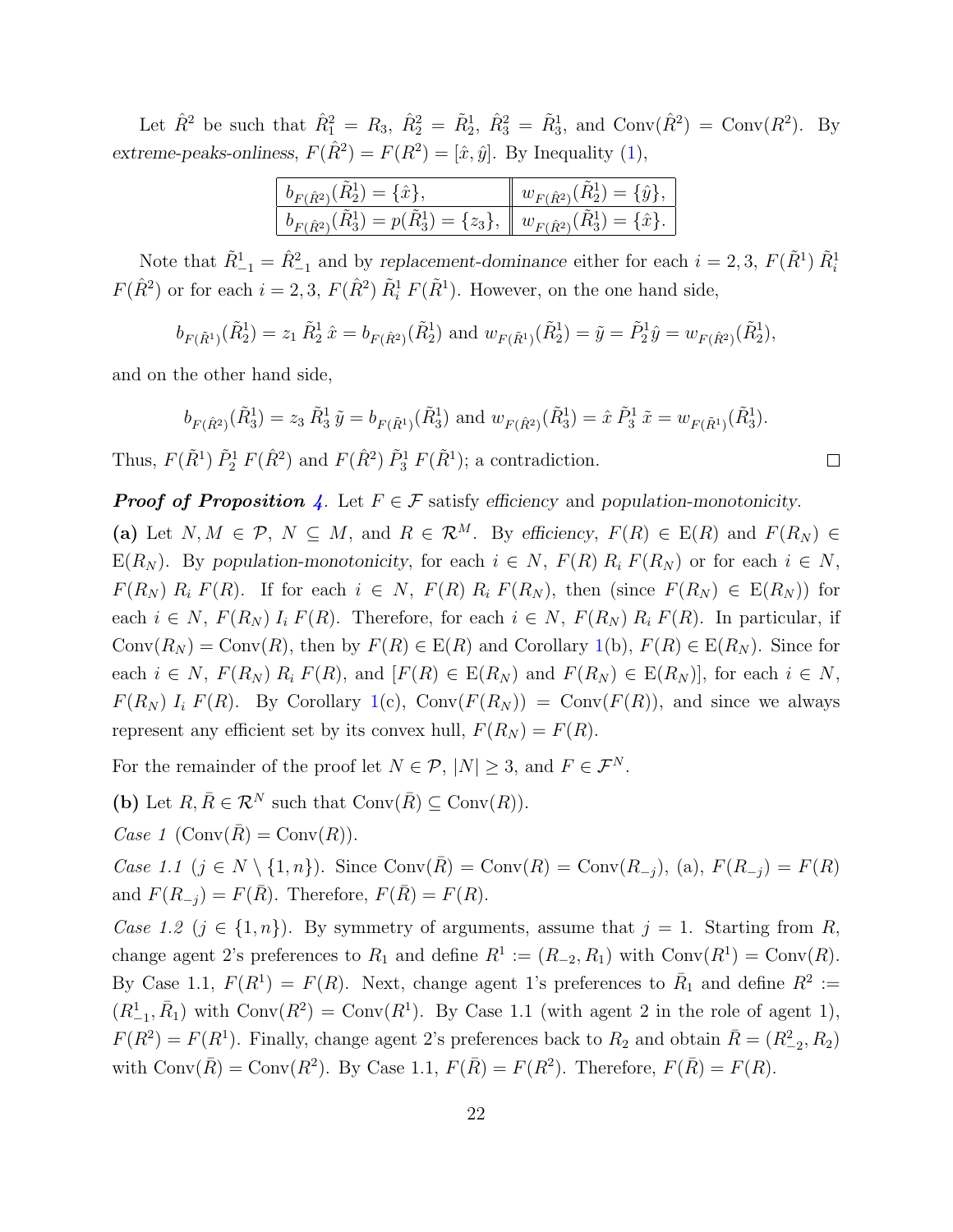Let $\hat{R}^2$ be such that $\hat{R}^2_1 = R_3$, $\hat{R}^2_2 = \tilde{R}^1_2$, $\hat{R}^2_3 = \tilde{R}^1_3$, and $\text{Conv}(\hat{R}^2) = \text{Conv}(R^2)$. By *extreme-peaks-onliness*, $F(\hat{R}^2) = F(R^2) = [\hat{x}, \hat{y}]$. By Inequality (1),

| | |
|---|---|
| $b_{F(\hat{R}^2)}(\tilde{R}^1_2) = \{\hat{x}\}$, | $w_{F(\hat{R}^2)}(\tilde{R}^1_2) = \{\hat{y}\}$, |
| $b_{F(\hat{R}^2)}(\tilde{R}^1_3) = p(\tilde{R}^1_3) = \{z_3\}$, | $w_{F(\hat{R}^2)}(\tilde{R}^1_3) = \{\hat{x}\}$. |

Note that $\tilde{R}^1_{-1} = \hat{R}^2_{-1}$ and by *replacement-dominance* either for each $i = 2, 3$, $F(\tilde{R}^1)\ \tilde{R}^1_i\ F(\hat{R}^2)$ or for each $i = 2, 3$, $F(\hat{R}^2)\ \tilde{R}^1_i\ F(\tilde{R}^1)$. However, on the one hand side,

$$b_{F(\tilde{R}^1)}(\tilde{R}^1_2) = z_1\ \tilde{R}^1_2\ \hat{x} = b_{F(\hat{R}^2)}(\tilde{R}^1_2) \text{ and } w_{F(\tilde{R}^1)}(\tilde{R}^1_2) = \tilde{y} = \tilde{P}^1_2 \hat{y} = w_{F(\hat{R}^2)}(\tilde{R}^1_2),$$

and on the other hand side,

$$b_{F(\hat{R}^2)}(\tilde{R}^1_3) = z_3\ \tilde{R}^1_3\ \tilde{y} = b_{F(\tilde{R}^1)}(\tilde{R}^1_3) \text{ and } w_{F(\hat{R}^2)}(\tilde{R}^1_3) = \hat{x}\ \tilde{P}^1_3\ \tilde{x} = w_{F(\tilde{R}^1)}(\tilde{R}^1_3).$$

Thus, $F(\tilde{R}^1)\ \tilde{P}^1_2\ F(\hat{R}^2)$ and $F(\hat{R}^2)\ \tilde{P}^1_3\ F(\tilde{R}^1)$; a contradiction. □

***Proof of Proposition 4.*** Let $F \in \mathcal{F}$ satisfy *efficiency* and *population-monotonicity*.

**(a)** Let $N, M \in \mathcal{P}$, $N \subseteq M$, and $R \in \mathcal{R}^M$. By *efficiency*, $F(R) \in \text{E}(R)$ and $F(R_N) \in \text{E}(R_N)$. By *population-monotonicity*, for each $i \in N$, $F(R)\ R_i\ F(R_N)$ or for each $i \in N$, $F(R_N)\ R_i\ F(R)$. If for each $i \in N$, $F(R)\ R_i\ F(R_N)$, then (since $F(R_N) \in \text{E}(R_N)$) for each $i \in N$, $F(R_N)\ I_i\ F(R)$. Therefore, for each $i \in N$, $F(R_N)\ R_i\ F(R)$. In particular, if $\text{Conv}(R_N) = \text{Conv}(R)$, then by $F(R) \in \text{E}(R)$ and Corollary 1(b), $F(R) \in \text{E}(R_N)$. Since for each $i \in N$, $F(R_N)\ R_i\ F(R)$, and $[F(R) \in \text{E}(R_N)$ and $F(R_N) \in \text{E}(R_N)]$, for each $i \in N$, $F(R_N)\ I_i\ F(R)$. By Corollary 1(c), $\text{Conv}(F(R_N)) = \text{Conv}(F(R))$, and since we always represent any efficient set by its convex hull, $F(R_N) = F(R)$.

For the remainder of the proof let $N \in \mathcal{P}$, $|N| \geq 3$, and $F \in \mathcal{F}^N$.

**(b)** Let $R, \bar{R} \in \mathcal{R}^N$ such that $\text{Conv}(\bar{R}) \subseteq \text{Conv}(R)$).

*Case 1* ($\text{Conv}(\bar{R}) = \text{Conv}(R)$).

*Case 1.1* ($j \in N \setminus \{1, n\}$). Since $\text{Conv}(\bar{R}) = \text{Conv}(R) = \text{Conv}(R_{-j})$, (a), $F(R_{-j}) = F(R)$ and $F(R_{-j}) = F(\bar{R})$. Therefore, $F(\bar{R}) = F(R)$.

*Case 1.2* ($j \in \{1, n\}$). By symmetry of arguments, assume that $j = 1$. Starting from $R$, change agent 2's preferences to $R_1$ and define $R^1 := (R_{-2}, R_1)$ with $\text{Conv}(R^1) = \text{Conv}(R)$. By Case 1.1, $F(R^1) = F(R)$. Next, change agent 1's preferences to $\bar{R}_1$ and define $R^2 := (R^1_{-1}, \bar{R}_1)$ with $\text{Conv}(R^2) = \text{Conv}(R^1)$. By Case 1.1 (with agent 2 in the role of agent 1), $F(R^2) = F(R^1)$. Finally, change agent 2's preferences back to $R_2$ and obtain $\bar{R} = (R^2_{-2}, R_2)$ with $\text{Conv}(\bar{R}) = \text{Conv}(R^2)$. By Case 1.1, $F(\bar{R}) = F(R^2)$. Therefore, $F(\bar{R}) = F(R)$.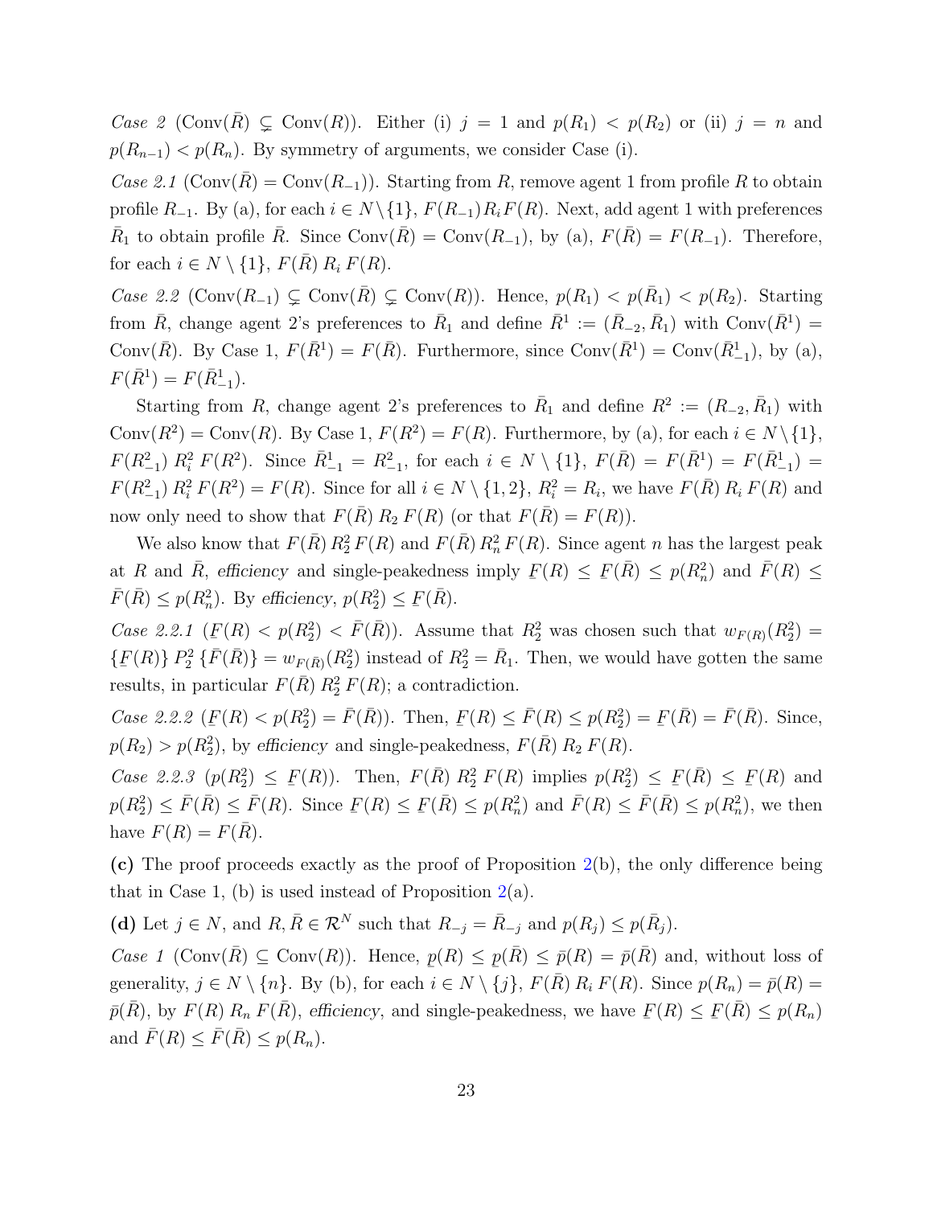*Case 2* ($\text{Conv}(\bar{R}) \subsetneq \text{Conv}(R)$). Either (i) $j = 1$ and $p(R_1) < p(R_2)$ or (ii) $j = n$ and $p(R_{n-1}) < p(R_n)$. By symmetry of arguments, we consider Case (i).

*Case 2.1* ($\text{Conv}(\bar{R}) = \text{Conv}(R_{-1})$). Starting from $R$, remove agent 1 from profile $R$ to obtain profile $R_{-1}$. By (a), for each $i \in N \setminus \{1\}$, $F(R_{-1}) R_i F(R)$. Next, add agent 1 with preferences $\bar{R}_1$ to obtain profile $\bar{R}$. Since $\text{Conv}(\bar{R}) = \text{Conv}(R_{-1})$, by (a), $F(\bar{R}) = F(R_{-1})$. Therefore, for each $i \in N \setminus \{1\}$, $F(\bar{R})\, R_i\, F(R)$.

*Case 2.2* ($\text{Conv}(R_{-1}) \subsetneq \text{Conv}(\bar{R}) \subsetneq \text{Conv}(R)$). Hence, $p(R_1) < p(\bar{R}_1) < p(R_2)$. Starting from $\bar{R}$, change agent 2's preferences to $\bar{R}_1$ and define $\bar{R}^1 := (\bar{R}_{-2}, \bar{R}_1)$ with $\text{Conv}(\bar{R}^1) = \text{Conv}(\bar{R})$. By Case 1, $F(\bar{R}^1) = F(\bar{R})$. Furthermore, since $\text{Conv}(\bar{R}^1) = \text{Conv}(\bar{R}^1_{-1})$, by (a), $F(\bar{R}^1) = F(\bar{R}^1_{-1})$.

Starting from $R$, change agent 2's preferences to $\bar{R}_1$ and define $R^2 := (R_{-2}, \bar{R}_1)$ with $\text{Conv}(R^2) = \text{Conv}(R)$. By Case 1, $F(R^2) = F(R)$. Furthermore, by (a), for each $i \in N \setminus \{1\}$, $F(R^2_{-1})\, R^2_i\, F(R^2)$. Since $\bar{R}^1_{-1} = R^2_{-1}$, for each $i \in N \setminus \{1\}$, $F(\bar{R}) = F(\bar{R}^1) = F(\bar{R}^1_{-1}) = F(R^2_{-1})\, R^2_i\, F(R^2) = F(R)$. Since for all $i \in N \setminus \{1, 2\}$, $R^2_i = R_i$, we have $F(\bar{R})\, R_i\, F(R)$ and now only need to show that $F(\bar{R})\, R_2\, F(R)$ (or that $F(\bar{R}) = F(R)$).

We also know that $F(\bar{R})\, R^2_2\, F(R)$ and $F(\bar{R})\, R^2_n\, F(R)$. Since agent $n$ has the largest peak at $R$ and $\bar{R}$, *efficiency* and single-peakedness imply $\underline{F}(R) \le \underline{F}(\bar{R}) \le p(R^2_n)$ and $\bar{F}(R) \le \bar{F}(\bar{R}) \le p(R^2_n)$. By *efficiency*, $p(R^2_2) \le \underline{F}(\bar{R})$.

*Case 2.2.1* ($\underline{F}(R) < p(R^2_2) < \bar{F}(\bar{R})$). Assume that $R^2_2$ was chosen such that $w_{F(R)}(R^2_2) = \{\underline{F}(R)\}\, P^2_2\, \{\bar{F}(\bar{R})\} = w_{F(\bar{R})}(R^2_2)$ instead of $R^2_2 = \bar{R}_1$. Then, we would have gotten the same results, in particular $F(\bar{R})\, R^2_2\, F(R)$; a contradiction.

*Case 2.2.2* ($\underline{F}(R) < p(R^2_2) = \bar{F}(\bar{R})$). Then, $\underline{F}(R) \le \bar{F}(R) \le p(R^2_2) = \underline{F}(\bar{R}) = \bar{F}(\bar{R})$. Since, $p(R_2) > p(R^2_2)$, by *efficiency* and single-peakedness, $F(\bar{R})\, R_2\, F(R)$.

*Case 2.2.3* ($p(R^2_2) \le \underline{F}(R)$). Then, $F(\bar{R})\, R^2_2\, F(R)$ implies $p(R^2_2) \le \underline{F}(\bar{R}) \le \underline{F}(R)$ and $p(R^2_2) \le \bar{F}(\bar{R}) \le \bar{F}(R)$. Since $\underline{F}(R) \le \underline{F}(\bar{R}) \le p(R^2_n)$ and $\bar{F}(R) \le \bar{F}(\bar{R}) \le p(R^2_n)$, we then have $F(R) = F(\bar{R})$.

**(c)** The proof proceeds exactly as the proof of Proposition 2(b), the only difference being that in Case 1, (b) is used instead of Proposition 2(a).

**(d)** Let $j \in N$, and $R, \bar{R} \in \mathcal{R}^N$ such that $R_{-j} = \bar{R}_{-j}$ and $p(R_j) \le p(\bar{R}_j)$.

*Case 1* ($\text{Conv}(\bar{R}) \subseteq \text{Conv}(R)$). Hence, $\underline{p}(R) \le \underline{p}(\bar{R}) \le \bar{p}(R) = \bar{p}(\bar{R})$ and, without loss of generality, $j \in N \setminus \{n\}$. By (b), for each $i \in N \setminus \{j\}$, $F(\bar{R})\, R_i\, F(R)$. Since $p(R_n) = \bar{p}(R) = \bar{p}(\bar{R})$, by $F(R)\, R_n\, F(\bar{R})$, *efficiency*, and single-peakedness, we have $\underline{F}(R) \le \underline{F}(\bar{R}) \le p(R_n)$ and $\bar{F}(R) \le \bar{F}(\bar{R}) \le p(R_n)$.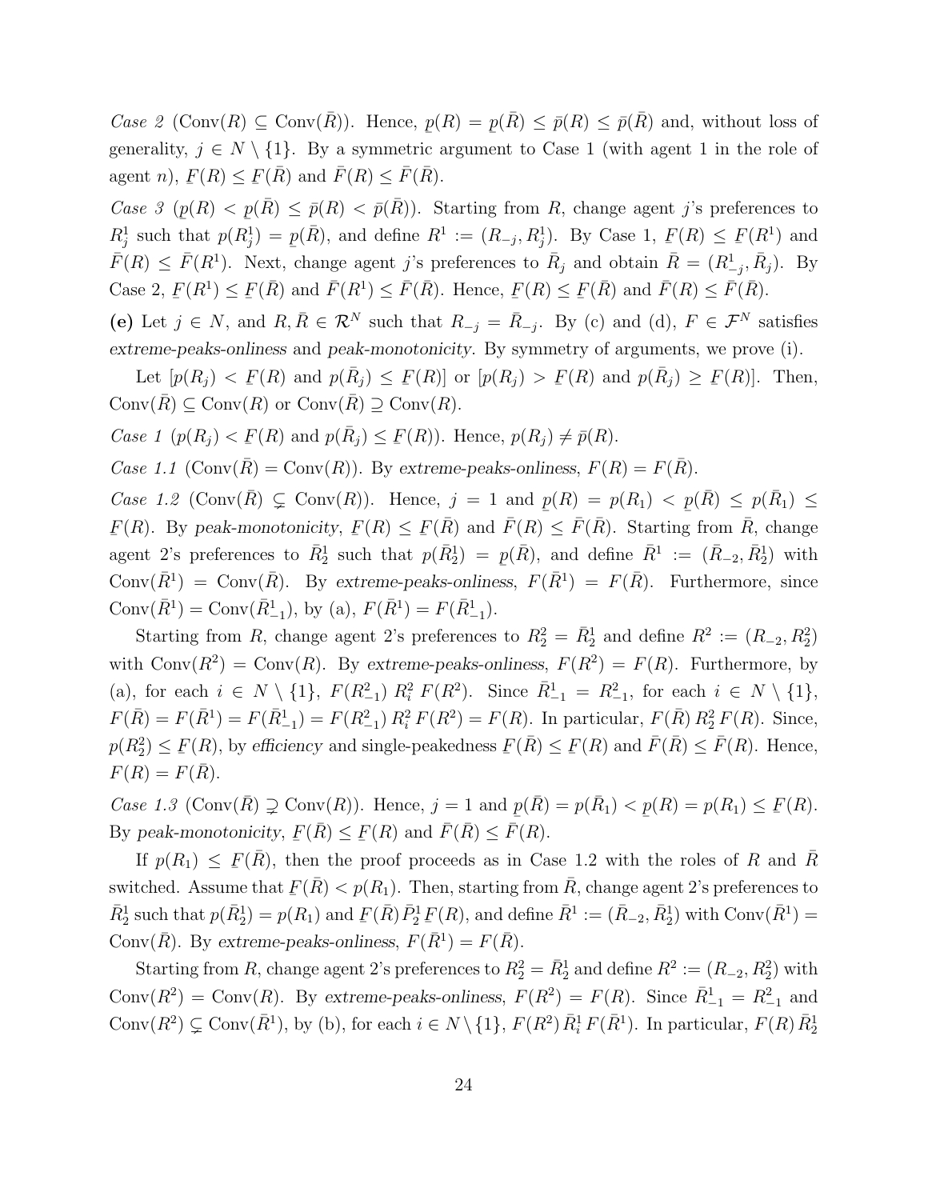*Case 2* ($\text{Conv}(R) \subseteq \text{Conv}(\bar{R})$). Hence, $\underline{p}(R) = \underline{p}(\bar{R}) \leq \bar{p}(R) \leq \bar{p}(\bar{R})$ and, without loss of generality, $j \in N \setminus \{1\}$. By a symmetric argument to Case 1 (with agent 1 in the role of agent $n$), $\underline{F}(R) \leq \underline{F}(\bar{R})$ and $\bar{F}(R) \leq \bar{F}(\bar{R})$.

*Case 3* ($\underline{p}(R) < \underline{p}(\bar{R}) \leq \bar{p}(R) < \bar{p}(\bar{R})$). Starting from $R$, change agent $j$'s preferences to $R_j^1$ such that $p(R_j^1) = \underline{p}(\bar{R})$, and define $R^1 := (R_{-j}, R_j^1)$. By Case 1, $\underline{F}(R) \leq \underline{F}(R^1)$ and $\bar{F}(R) \leq \bar{F}(R^1)$. Next, change agent $j$'s preferences to $\bar{R}_j$ and obtain $\bar{R} = (R_{-j}^1, \bar{R}_j)$. By Case 2, $\underline{F}(R^1) \leq \underline{F}(\bar{R})$ and $\bar{F}(R^1) \leq \bar{F}(\bar{R})$. Hence, $\underline{F}(R) \leq \underline{F}(\bar{R})$ and $\bar{F}(R) \leq \bar{F}(\bar{R})$.

**(e)** Let $j \in N$, and $R, \bar{R} \in \mathcal{R}^N$ such that $R_{-j} = \bar{R}_{-j}$. By (c) and (d), $F \in \mathcal{F}^N$ satisfies *extreme-peaks-onliness* and *peak-monotonicity*. By symmetry of arguments, we prove (i).

Let $[p(R_j) < \underline{F}(R)$ and $p(\bar{R}_j) \leq \underline{F}(R)]$ or $[p(R_j) > \underline{F}(R)$ and $p(\bar{R}_j) \geq \underline{F}(R)]$. Then, $\text{Conv}(\bar{R}) \subseteq \text{Conv}(R)$ or $\text{Conv}(\bar{R}) \supseteq \text{Conv}(R)$.

*Case 1* ($p(R_j) < \underline{F}(R)$ and $p(\bar{R}_j) \leq \underline{F}(R)$). Hence, $p(R_j) \neq \bar{p}(R)$.

*Case 1.1* ($\text{Conv}(\bar{R}) = \text{Conv}(R)$). By *extreme-peaks-onliness*, $F(R) = F(\bar{R})$.

*Case 1.2* ($\text{Conv}(\bar{R}) \subsetneq \text{Conv}(R)$). Hence, $j = 1$ and $\underline{p}(R) = p(R_1) < \underline{p}(\bar{R}) \leq p(\bar{R}_1) \leq \underline{F}(R)$. By *peak-monotonicity*, $\underline{F}(R) \leq \underline{F}(\bar{R})$ and $\bar{F}(R) \leq \bar{F}(\bar{R})$. Starting from $\bar{R}$, change agent 2's preferences to $\bar{R}_2^1$ such that $p(\bar{R}_2^1) = \underline{p}(\bar{R})$, and define $\bar{R}^1 := (\bar{R}_{-2}, \bar{R}_2^1)$ with $\text{Conv}(\bar{R}^1) = \text{Conv}(\bar{R})$. By *extreme-peaks-onliness*, $F(\bar{R}^1) = F(\bar{R})$. Furthermore, since $\text{Conv}(\bar{R}^1) = \text{Conv}(\bar{R}_{-1}^1)$, by (a), $F(\bar{R}^1) = F(\bar{R}_{-1}^1)$.

Starting from $R$, change agent 2's preferences to $R_2^2 = \bar{R}_2^1$ and define $R^2 := (R_{-2}, R_2^2)$ with $\text{Conv}(R^2) = \text{Conv}(R)$. By *extreme-peaks-onliness*, $F(R^2) = F(R)$. Furthermore, by (a), for each $i \in N \setminus \{1\}$, $F(R_{-1}^2) \, R_i^2 \, F(R^2)$. Since $\bar{R}_{-1}^1 = R_{-1}^2$, for each $i \in N \setminus \{1\}$, $F(\bar{R}) = F(\bar{R}^1) = F(\bar{R}_{-1}^1) = F(R_{-1}^2) \, R_i^2 \, F(R^2) = F(R)$. In particular, $F(\bar{R}) \, R_2^2 \, F(R)$. Since, $p(R_2^2) \leq \underline{F}(R)$, by *efficiency* and single-peakedness $\underline{F}(\bar{R}) \leq \underline{F}(R)$ and $\bar{F}(\bar{R}) \leq \bar{F}(R)$. Hence, $F(R) = F(\bar{R})$.

*Case 1.3* ($\text{Conv}(\bar{R}) \supsetneq \text{Conv}(R)$). Hence, $j = 1$ and $\underline{p}(\bar{R}) = p(\bar{R}_1) < \underline{p}(R) = p(R_1) \leq \underline{F}(R)$. By *peak-monotonicity*, $\underline{F}(\bar{R}) \leq \underline{F}(R)$ and $\bar{F}(\bar{R}) \leq \bar{F}(R)$.

If $p(R_1) \leq \underline{F}(\bar{R})$, then the proof proceeds as in Case 1.2 with the roles of $R$ and $\bar{R}$ switched. Assume that $\underline{F}(\bar{R}) < p(R_1)$. Then, starting from $\bar{R}$, change agent 2's preferences to $\bar{R}_2^1$ such that $p(\bar{R}_2^1) = p(R_1)$ and $\underline{F}(\bar{R}) \, \bar{P}_2^1 \, \underline{F}(R)$, and define $\bar{R}^1 := (\bar{R}_{-2}, \bar{R}_2^1)$ with $\text{Conv}(\bar{R}^1) = \text{Conv}(\bar{R})$. By *extreme-peaks-onliness*, $F(\bar{R}^1) = F(\bar{R})$.

Starting from $R$, change agent 2's preferences to $R_2^2 = \bar{R}_2^1$ and define $R^2 := (R_{-2}, R_2^2)$ with $\text{Conv}(R^2) = \text{Conv}(R)$. By *extreme-peaks-onliness*, $F(R^2) = F(R)$. Since $\bar{R}_{-1}^1 = R_{-1}^2$ and $\text{Conv}(R^2) \subsetneq \text{Conv}(\bar{R}^1)$, by (b), for each $i \in N \setminus \{1\}$, $F(R^2) \, \bar{R}_i^1 \, F(\bar{R}^1)$. In particular, $F(R) \, \bar{R}_2^1$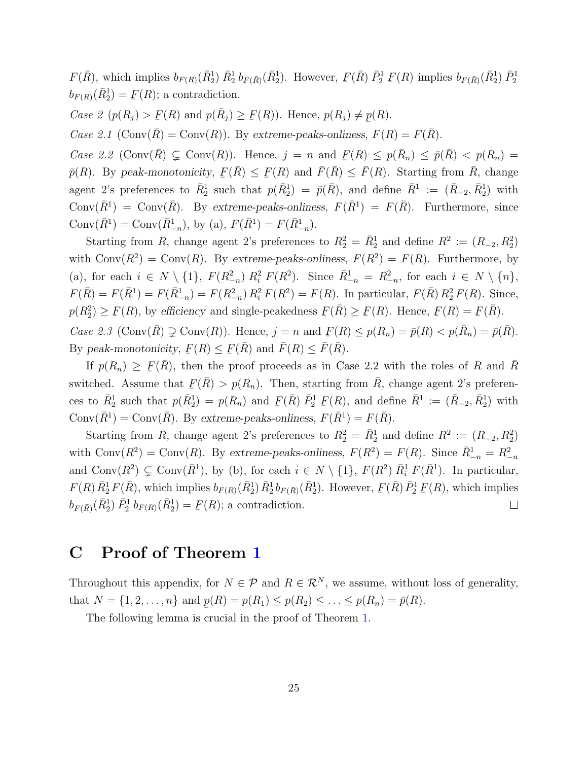$F(\bar{R})$, which implies $b_{F(R)}(\bar{R}^1_2)\,\bar{R}^1_2\,b_{F(\bar{R})}(\bar{R}^1_2)$. However, $\underline{F}(\bar{R})\,\bar{P}^1_2\,\underline{F}(R)$ implies $b_{F(\bar{R})}(\bar{R}^1_2)\,\bar{P}^1_2\,b_{F(R)}(\bar{R}^1_2) = \underline{F}(R)$; a contradiction.

*Case 2* ($p(R_j) > \underline{F}(R)$ and $p(\bar{R}_j) \geq \underline{F}(R)$). Hence, $p(R_j) \neq \underline{p}(R)$.

*Case 2.1* ($\text{Conv}(\bar{R}) = \text{Conv}(R)$). By *extreme-peaks-onliness*, $F(R) = F(\bar{R})$.

*Case 2.2* ($\text{Conv}(\bar{R}) \subsetneq \text{Conv}(R)$). Hence, $j = n$ and $\underline{F}(R) \leq p(\bar{R}_n) \leq \bar{p}(\bar{R}) < p(R_n) = \bar{p}(R)$. By *peak-monotonicity*, $\underline{F}(\bar{R}) \leq \underline{F}(R)$ and $\bar{F}(\bar{R}) \leq \bar{F}(R)$. Starting from $\bar{R}$, change agent 2's preferences to $\bar{R}^1_2$ such that $p(\bar{R}^1_2) = \bar{p}(\bar{R})$, and define $\bar{R}^1 := (\bar{R}_{-2}, \bar{R}^1_2)$ with $\text{Conv}(\bar{R}^1) = \text{Conv}(\bar{R})$. By *extreme-peaks-onliness*, $F(\bar{R}^1) = F(\bar{R})$. Furthermore, since $\text{Conv}(\bar{R}^1) = \text{Conv}(\bar{R}^1_{-n})$, by (a), $F(\bar{R}^1) = F(\bar{R}^1_{-n})$.

Starting from $R$, change agent 2's preferences to $R^2_2 = \bar{R}^1_2$ and define $R^2 := (R_{-2}, R^2_2)$ with $\text{Conv}(R^2) = \text{Conv}(R)$. By *extreme-peaks-onliness*, $F(R^2) = F(R)$. Furthermore, by (a), for each $i \in N \setminus \{1\}$, $F(R^2_{-n})\,R^2_i\,F(R^2)$. Since $\bar{R}^1_{-n} = R^2_{-n}$, for each $i \in N \setminus \{n\}$, $F(\bar{R}) = F(\bar{R}^1) = F(\bar{R}^1_{-n}) = F(R^2_{-n})\,R^2_i\,F(R^2) = F(R)$. In particular, $F(\bar{R})\,R^2_2\,F(R)$. Since, $p(R^2_2) \geq \underline{F}(R)$, by *efficiency* and single-peakedness $\underline{F}(\bar{R}) \geq \underline{F}(R)$. Hence, $\underline{F}(R) = \underline{F}(\bar{R})$.

*Case 2.3* ($\text{Conv}(\bar{R}) \supsetneq \text{Conv}(R)$). Hence, $j = n$ and $\underline{F}(R) \leq p(R_n) = \bar{p}(R) < p(\bar{R}_n) = \bar{p}(\bar{R})$. By *peak-monotonicity*, $\underline{F}(R) \leq \underline{F}(\bar{R})$ and $\bar{F}(R) \leq \bar{F}(\bar{R})$.

If $p(R_n) \geq \underline{F}(\bar{R})$, then the proof proceeds as in Case 2.2 with the roles of $R$ and $\bar{R}$ switched. Assume that $\underline{F}(\bar{R}) > p(R_n)$. Then, starting from $\bar{R}$, change agent 2's preferences to $\bar{R}^1_2$ such that $p(\bar{R}^1_2) = p(R_n)$ and $\underline{F}(\bar{R})\,\bar{P}^1_2\,\underline{F}(R)$, and define $\bar{R}^1 := (\bar{R}_{-2}, \bar{R}^1_2)$ with $\text{Conv}(\bar{R}^1) = \text{Conv}(\bar{R})$. By *extreme-peaks-onliness*, $F(\bar{R}^1) = F(\bar{R})$.

Starting from $R$, change agent 2's preferences to $R^2_2 = \bar{R}^1_2$ and define $R^2 := (R_{-2}, R^2_2)$ with $\text{Conv}(R^2) = \text{Conv}(R)$. By *extreme-peaks-onliness*, $F(R^2) = F(R)$. Since $\bar{R}^1_{-n} = R^2_{-n}$ and $\text{Conv}(R^2) \subsetneq \text{Conv}(\bar{R}^1)$, by (b), for each $i \in N \setminus \{1\}$, $F(R^2)\,\bar{R}^1_i\,F(\bar{R}^1)$. In particular, $F(R)\,\bar{R}^1_2\,F(\bar{R})$, which implies $b_{F(R)}(\bar{R}^1_2)\,\bar{R}^1_2 b_{F(\bar{R})}(\bar{R}^1_2)$. However, $\underline{F}(\bar{R})\,\bar{P}^1_2\,\underline{F}(R)$, which implies $b_{F(\bar{R})}(\bar{R}^1_2)\,\bar{P}^1_2\,b_{F(R)}(\bar{R}^1_2) = \underline{F}(R)$; a contradiction. □

# C Proof of Theorem 1

Throughout this appendix, for $N \in \mathcal{P}$ and $R \in \mathcal{R}^N$, we assume, without loss of generality, that $N = \{1, 2, \ldots, n\}$ and $\underline{p}(R) = p(R_1) \leq p(R_2) \leq \ldots \leq p(R_n) = \bar{p}(R)$.

The following lemma is crucial in the proof of Theorem 1.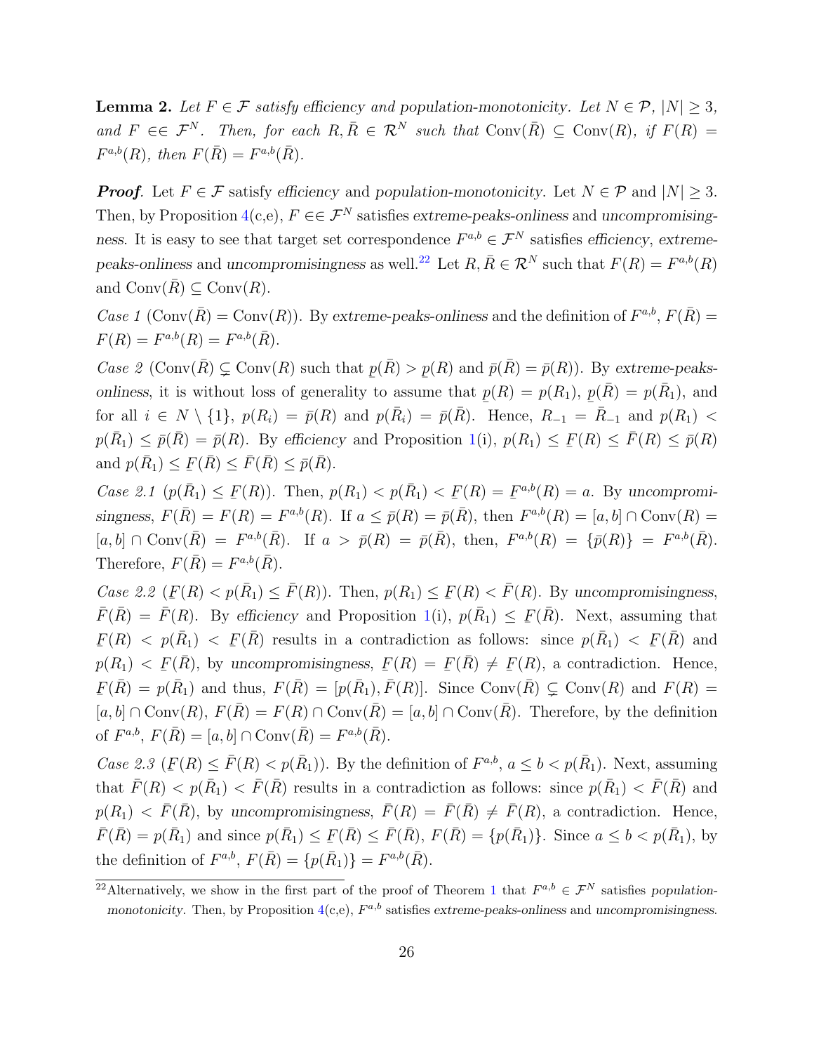**Lemma 2.** *Let $F \in \mathcal{F}$ satisfy efficiency and population-monotonicity. Let $N \in \mathcal{P}$, $|N| \geq 3$, and $F \in\in \mathcal{F}^N$. Then, for each $R, \bar{R} \in \mathcal{R}^N$ such that $\text{Conv}(\bar{R}) \subseteq \text{Conv}(R)$, if $F(R) = F^{a,b}(R)$, then $F(\bar{R}) = F^{a,b}(\bar{R})$.*

***Proof*.** Let $F \in \mathcal{F}$ satisfy *efficiency* and *population-monotonicity*. Let $N \in \mathcal{P}$ and $|N| \geq 3$. Then, by Proposition 4(c,e), $F \in\in \mathcal{F}^N$ satisfies *extreme-peaks-onliness* and *uncompromisingness*. It is easy to see that target set correspondence $F^{a,b} \in \mathcal{F}^N$ satisfies *efficiency*, *extreme-peaks-onliness* and *uncompromisingness* as well.[22] Let $R, \bar{R} \in \mathcal{R}^N$ such that $F(R) = F^{a,b}(R)$ and $\text{Conv}(\bar{R}) \subseteq \text{Conv}(R)$.

*Case 1* ($\text{Conv}(\bar{R}) = \text{Conv}(R)$). By *extreme-peaks-onliness* and the definition of $F^{a,b}$, $F(\bar{R}) = F(R) = F^{a,b}(R) = F^{a,b}(\bar{R})$.

*Case 2* ($\text{Conv}(\bar{R}) \subsetneq \text{Conv}(R)$ such that $\underline{p}(\bar{R}) > \underline{p}(R)$ and $\bar{p}(\bar{R}) = \bar{p}(R)$). By *extreme-peaks-onliness*, it is without loss of generality to assume that $\underline{p}(R) = p(R_1)$, $\underline{p}(\bar{R}) = p(\bar{R}_1)$, and for all $i \in N \setminus \{1\}$, $p(R_i) = \bar{p}(R)$ and $p(\bar{R}_i) = \bar{p}(\bar{R})$. Hence, $R_{-1} = \bar{R}_{-1}$ and $p(R_1) < p(\bar{R}_1) \leq \bar{p}(\bar{R}) = \bar{p}(R)$. By *efficiency* and Proposition 1(i), $p(R_1) \leq \underline{F}(R) \leq \bar{F}(R) \leq \bar{p}(R)$ and $p(\bar{R}_1) \leq \underline{F}(\bar{R}) \leq \bar{F}(\bar{R}) \leq \bar{p}(\bar{R})$.

*Case 2.1* ($p(\bar{R}_1) \leq \underline{F}(R)$). Then, $p(R_1) < p(\bar{R}_1) < \underline{F}(R) = \underline{F}^{a,b}(R) = a$. By *uncompromisingness*, $F(\bar{R}) = F(R) = F^{a,b}(R)$. If $a \leq \bar{p}(R) = \bar{p}(\bar{R})$, then $F^{a,b}(R) = [a,b] \cap \text{Conv}(R) = [a,b] \cap \text{Conv}(\bar{R}) = F^{a,b}(\bar{R})$. If $a > \bar{p}(R) = \bar{p}(\bar{R})$, then, $F^{a,b}(R) = \{\bar{p}(R)\} = F^{a,b}(\bar{R})$. Therefore, $F(\bar{R}) = F^{a,b}(\bar{R})$.

*Case 2.2* ($\underline{F}(R) < p(\bar{R}_1) \leq \bar{F}(R)$). Then, $p(R_1) \leq \underline{F}(R) < \bar{F}(R)$. By *uncompromisingness*, $\bar{F}(\bar{R}) = \bar{F}(R)$. By *efficiency* and Proposition 1(i), $p(\bar{R}_1) \leq \underline{F}(\bar{R})$. Next, assuming that $\underline{F}(R) < p(\bar{R}_1) < \underline{F}(\bar{R})$ results in a contradiction as follows: since $p(\bar{R}_1) < \underline{F}(\bar{R})$ and $p(R_1) < \underline{F}(\bar{R})$, by *uncompromisingness*, $\underline{F}(R) = \underline{F}(\bar{R}) \neq \underline{F}(R)$, a contradiction. Hence, $\underline{F}(\bar{R}) = p(\bar{R}_1)$ and thus, $F(\bar{R}) = [p(\bar{R}_1), \bar{F}(R)]$. Since $\text{Conv}(\bar{R}) \subsetneq \text{Conv}(R)$ and $F(R) = [a,b] \cap \text{Conv}(R)$, $F(\bar{R}) = F(R) \cap \text{Conv}(\bar{R}) = [a,b] \cap \text{Conv}(\bar{R})$. Therefore, by the definition of $F^{a,b}$, $F(\bar{R}) = [a,b] \cap \text{Conv}(\bar{R}) = F^{a,b}(\bar{R})$.

*Case 2.3* ($\underline{F}(R) \leq \bar{F}(R) < p(\bar{R}_1)$). By the definition of $F^{a,b}$, $a \leq b < p(\bar{R}_1)$. Next, assuming that $\bar{F}(R) < p(\bar{R}_1) < \bar{F}(\bar{R})$ results in a contradiction as follows: since $p(\bar{R}_1) < \bar{F}(\bar{R})$ and $p(R_1) < \bar{F}(\bar{R})$, by *uncompromisingness*, $\bar{F}(R) = \bar{F}(\bar{R}) \neq \bar{F}(R)$, a contradiction. Hence, $\bar{F}(\bar{R}) = p(\bar{R}_1)$ and since $p(\bar{R}_1) \leq \underline{F}(\bar{R}) \leq \bar{F}(\bar{R})$, $F(\bar{R}) = \{p(\bar{R}_1)\}$. Since $a \leq b < p(\bar{R}_1)$, by the definition of $F^{a,b}$, $F(\bar{R}) = \{p(\bar{R}_1)\} = F^{a,b}(\bar{R})$.

---

[22] Alternatively, we show in the first part of the proof of Theorem 1 that $F^{a,b} \in \mathcal{F}^N$ satisfies *population-monotonicity*. Then, by Proposition 4(c,e), $F^{a,b}$ satisfies *extreme-peaks-onliness* and *uncompromisingness*.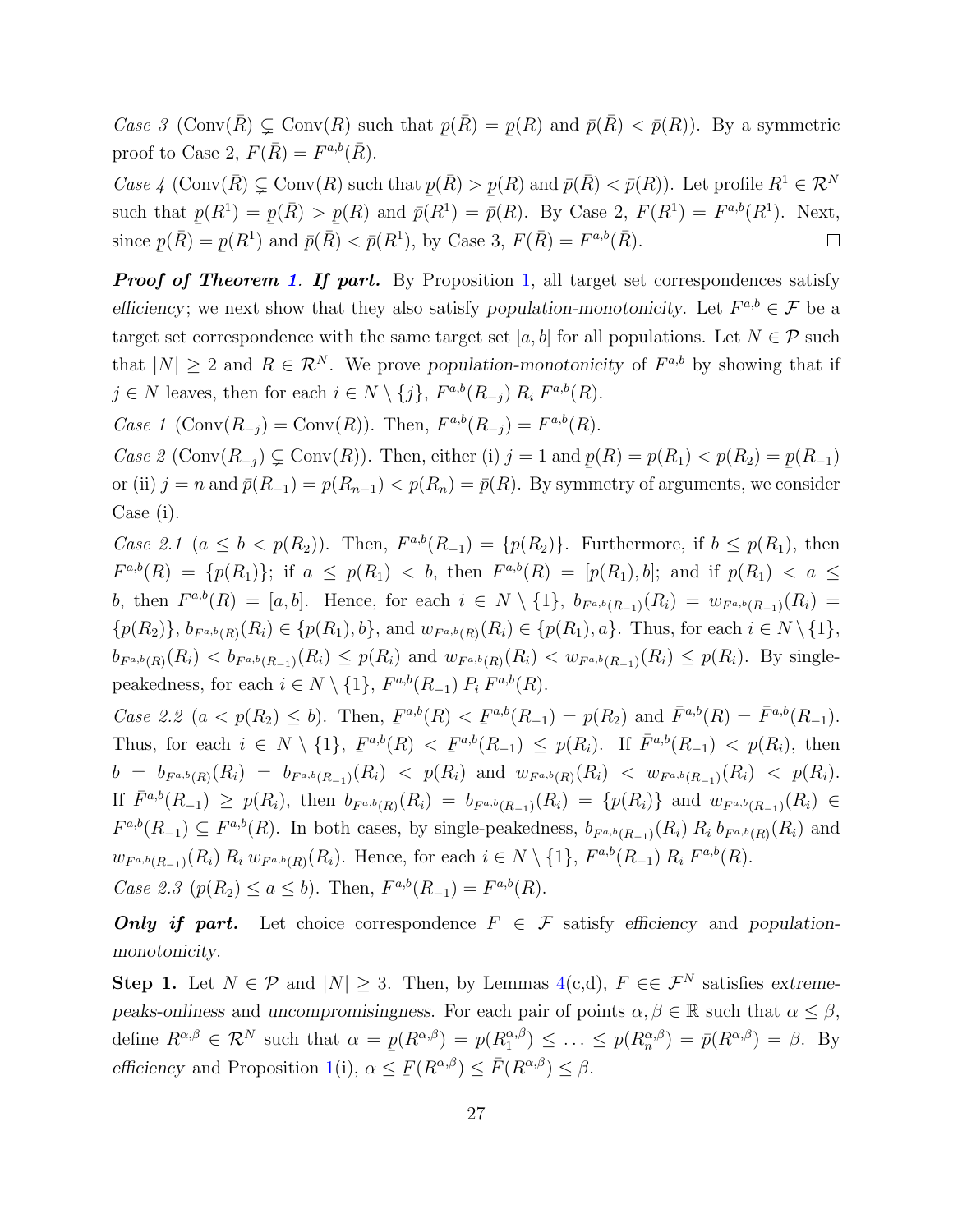*Case 3* ($\text{Conv}(\bar{R}) \subsetneq \text{Conv}(R)$ such that $\underline{p}(\bar{R}) = \underline{p}(R)$ and $\bar{p}(\bar{R}) < \bar{p}(R)$). By a symmetric proof to Case 2, $F(\bar{R}) = F^{a,b}(\bar{R})$.

*Case 4* ($\text{Conv}(\bar{R}) \subsetneq \text{Conv}(R)$ such that $\underline{p}(\bar{R}) > \underline{p}(R)$ and $\bar{p}(\bar{R}) < \bar{p}(R)$). Let profile $R^1 \in \mathcal{R}^N$ such that $\underline{p}(R^1) = \underline{p}(\bar{R}) > \underline{p}(R)$ and $\bar{p}(R^1) = \bar{p}(R)$. By Case 2, $F(R^1) = F^{a,b}(R^1)$. Next, since $\underline{p}(\bar{R}) = \underline{p}(R^1)$ and $\bar{p}(\bar{R}) < \bar{p}(R^1)$, by Case 3, $F(\bar{R}) = F^{a,b}(\bar{R})$. $\square$

***Proof of Theorem 1. If part.*** By Proposition 1, all target set correspondences satisfy *efficiency*; we next show that they also satisfy *population-monotonicity*. Let $F^{a,b} \in \mathcal{F}$ be a target set correspondence with the same target set $[a, b]$ for all populations. Let $N \in \mathcal{P}$ such that $|N| \geq 2$ and $R \in \mathcal{R}^N$. We prove *population-monotonicity* of $F^{a,b}$ by showing that if $j \in N$ leaves, then for each $i \in N \setminus \{j\}$, $F^{a,b}(R_{-j})\ R_i\ F^{a,b}(R)$.

*Case 1* ($\text{Conv}(R_{-j}) = \text{Conv}(R)$). Then, $F^{a,b}(R_{-j}) = F^{a,b}(R)$.

*Case 2* ($\text{Conv}(R_{-j}) \subsetneq \text{Conv}(R)$). Then, either (i) $j = 1$ and $\underline{p}(R) = p(R_1) < p(R_2) = \underline{p}(R_{-1})$ or (ii) $j = n$ and $\bar{p}(R_{-1}) = p(R_{n-1}) < p(R_n) = \bar{p}(R)$. By symmetry of arguments, we consider Case (i).

*Case 2.1* ($a \leq b < p(R_2)$). Then, $F^{a,b}(R_{-1}) = \{p(R_2)\}$. Furthermore, if $b \leq p(R_1)$, then $F^{a,b}(R) = \{p(R_1)\}$; if $a \leq p(R_1) < b$, then $F^{a,b}(R) = [p(R_1), b]$; and if $p(R_1) < a \leq b$, then $F^{a,b}(R) = [a, b]$. Hence, for each $i \in N \setminus \{1\}$, $b_{F^{a,b}(R_{-1})}(R_i) = w_{F^{a,b}(R_{-1})}(R_i) = \{p(R_2)\}$, $b_{F^{a,b}(R)}(R_i) \in \{p(R_1), b\}$, and $w_{F^{a,b}(R)}(R_i) \in \{p(R_1), a\}$. Thus, for each $i \in N \setminus \{1\}$, $b_{F^{a,b}(R)}(R_i) < b_{F^{a,b}(R_{-1})}(R_i) \leq p(R_i)$ and $w_{F^{a,b}(R)}(R_i) < w_{F^{a,b}(R_{-1})}(R_i) \leq p(R_i)$. By single-peakedness, for each $i \in N \setminus \{1\}$, $F^{a,b}(R_{-1})\ P_i\ F^{a,b}(R)$.

*Case 2.2* ($a < p(R_2) \leq b$). Then, $\underline{F}^{a,b}(R) < \underline{F}^{a,b}(R_{-1}) = p(R_2)$ and $\bar{F}^{a,b}(R) = \bar{F}^{a,b}(R_{-1})$. Thus, for each $i \in N \setminus \{1\}$, $\underline{F}^{a,b}(R) < \underline{F}^{a,b}(R_{-1}) \leq p(R_i)$. If $\bar{F}^{a,b}(R_{-1}) < p(R_i)$, then $b = b_{F^{a,b}(R)}(R_i) = b_{F^{a,b}(R_{-1})}(R_i) < p(R_i)$ and $w_{F^{a,b}(R)}(R_i) < w_{F^{a,b}(R_{-1})}(R_i) < p(R_i)$. If $\bar{F}^{a,b}(R_{-1}) \geq p(R_i)$, then $b_{F^{a,b}(R)}(R_i) = b_{F^{a,b}(R_{-1})}(R_i) = \{p(R_i)\}$ and $w_{F^{a,b}(R_{-1})}(R_i) \in F^{a,b}(R_{-1}) \subseteq F^{a,b}(R)$. In both cases, by single-peakedness, $b_{F^{a,b}(R_{-1})}(R_i)\ R_i\ b_{F^{a,b}(R)}(R_i)$ and $w_{F^{a,b}(R_{-1})}(R_i)\ R_i\ w_{F^{a,b}(R)}(R_i)$. Hence, for each $i \in N \setminus \{1\}$, $F^{a,b}(R_{-1})\ R_i\ F^{a,b}(R)$.

*Case 2.3* ($p(R_2) \leq a \leq b$). Then, $F^{a,b}(R_{-1}) = F^{a,b}(R)$.

***Only if part.*** Let choice correspondence $F \in \mathcal{F}$ satisfy *efficiency* and *population-monotonicity*.

**Step 1.** Let $N \in \mathcal{P}$ and $|N| \geq 3$. Then, by Lemmas 4(c,d), $F \in\in \mathcal{F}^N$ satisfies *extreme-peaks-onliness* and *uncompromisingness*. For each pair of points $\alpha, \beta \in \mathbb{R}$ such that $\alpha \leq \beta$, define $R^{\alpha,\beta} \in \mathcal{R}^N$ such that $\alpha = \underline{p}(R^{\alpha,\beta}) = p(R_1^{\alpha,\beta}) \leq \ldots \leq p(R_n^{\alpha,\beta}) = \bar{p}(R^{\alpha,\beta}) = \beta$. By *efficiency* and Proposition 1(i), $\alpha \leq \underline{F}(R^{\alpha,\beta}) \leq \bar{F}(R^{\alpha,\beta}) \leq \beta$.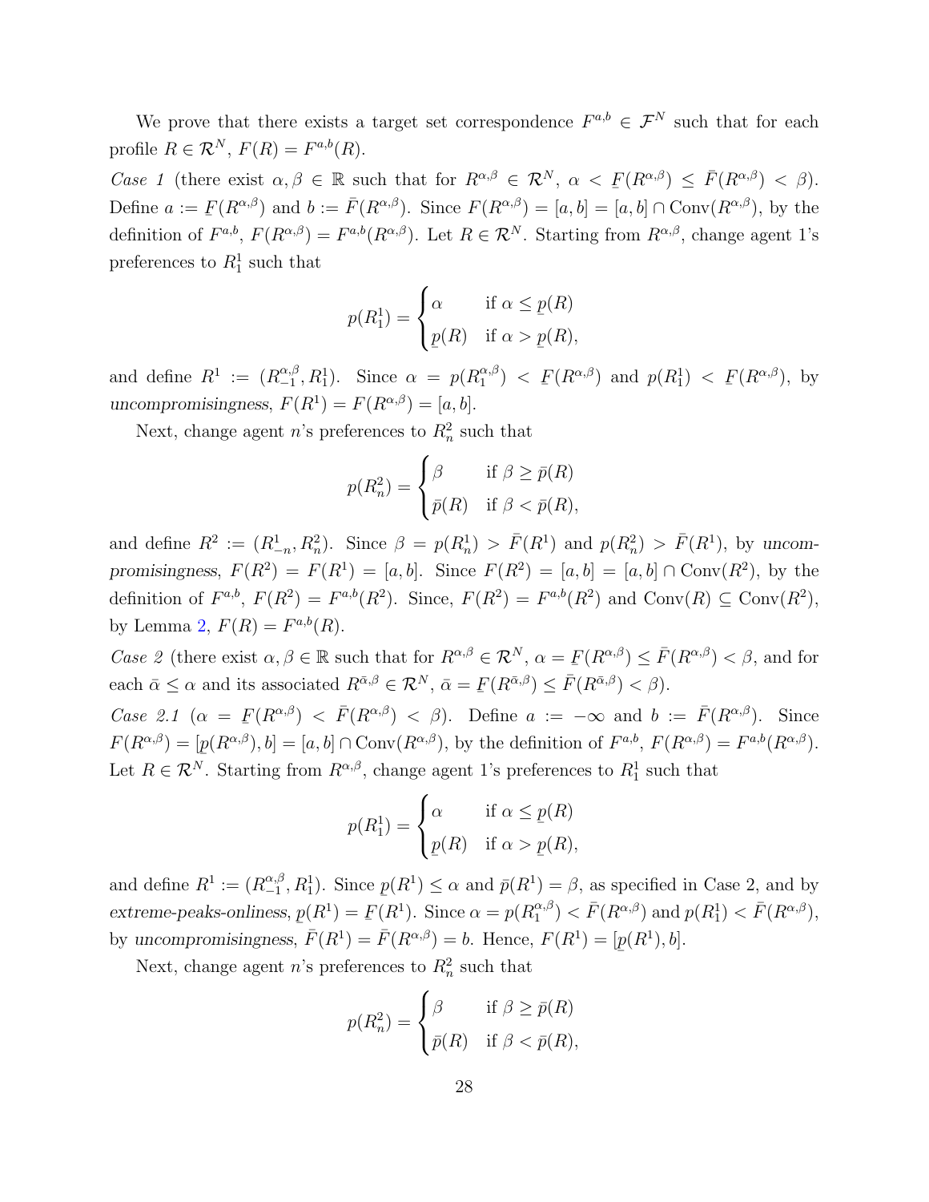We prove that there exists a target set correspondence $F^{a,b} \in \mathcal{F}^N$ such that for each profile $R \in \mathcal{R}^N$, $F(R) = F^{a,b}(R)$.

*Case 1* (there exist $\alpha, \beta \in \mathbb{R}$ such that for $R^{\alpha,\beta} \in \mathcal{R}^N$, $\alpha < \underline{F}(R^{\alpha,\beta}) \leq \bar{F}(R^{\alpha,\beta}) < \beta$). Define $a := \underline{F}(R^{\alpha,\beta})$ and $b := \bar{F}(R^{\alpha,\beta})$. Since $F(R^{\alpha,\beta}) = [a,b] = [a,b] \cap \text{Conv}(R^{\alpha,\beta})$, by the definition of $F^{a,b}$, $F(R^{\alpha,\beta}) = F^{a,b}(R^{\alpha,\beta})$. Let $R \in \mathcal{R}^N$. Starting from $R^{\alpha,\beta}$, change agent 1's preferences to $R_1^1$ such that

$$p(R_1^1) = \begin{cases} \alpha & \text{if } \alpha \leq \underline{p}(R) \\ \underline{p}(R) & \text{if } \alpha > \underline{p}(R), \end{cases}$$

and define $R^1 := (R_{-1}^{\alpha,\beta}, R_1^1)$. Since $\alpha = p(R_1^{\alpha,\beta}) < \underline{F}(R^{\alpha,\beta})$ and $p(R_1^1) < \underline{F}(R^{\alpha,\beta})$, by *uncompromisingness*, $F(R^1) = F(R^{\alpha,\beta}) = [a,b]$.

Next, change agent $n$'s preferences to $R_n^2$ such that

$$p(R_n^2) = \begin{cases} \beta & \text{if } \beta \geq \bar{p}(R) \\ \bar{p}(R) & \text{if } \beta < \bar{p}(R), \end{cases}$$

and define $R^2 := (R_{-n}^1, R_n^2)$. Since $\beta = p(R_n^1) > \bar{F}(R^1)$ and $p(R_n^2) > \bar{F}(R^1)$, by *uncompromisingness*, $F(R^2) = F(R^1) = [a,b]$. Since $F(R^2) = [a,b] = [a,b] \cap \text{Conv}(R^2)$, by the definition of $F^{a,b}$, $F(R^2) = F^{a,b}(R^2)$. Since, $F(R^2) = F^{a,b}(R^2)$ and $\text{Conv}(R) \subseteq \text{Conv}(R^2)$, by Lemma 2, $F(R) = F^{a,b}(R)$.

*Case 2* (there exist $\alpha, \beta \in \mathbb{R}$ such that for $R^{\alpha,\beta} \in \mathcal{R}^N$, $\alpha = \underline{F}(R^{\alpha,\beta}) \leq \bar{F}(R^{\alpha,\beta}) < \beta$, and for each $\bar{\alpha} \leq \alpha$ and its associated $R^{\bar{\alpha},\beta} \in \mathcal{R}^N$, $\bar{\alpha} = \underline{F}(R^{\bar{\alpha},\beta}) \leq \bar{F}(R^{\bar{\alpha},\beta}) < \beta$).

*Case 2.1* ($\alpha = \underline{F}(R^{\alpha,\beta}) < \bar{F}(R^{\alpha,\beta}) < \beta$). Define $a := -\infty$ and $b := \bar{F}(R^{\alpha,\beta})$. Since $F(R^{\alpha,\beta}) = [\underline{p}(R^{\alpha,\beta}), b] = [a,b] \cap \text{Conv}(R^{\alpha,\beta})$, by the definition of $F^{a,b}$, $F(R^{\alpha,\beta}) = F^{a,b}(R^{\alpha,\beta})$. Let $R \in \mathcal{R}^N$. Starting from $R^{\alpha,\beta}$, change agent 1's preferences to $R_1^1$ such that

$$p(R_1^1) = \begin{cases} \alpha & \text{if } \alpha \leq \underline{p}(R) \\ \underline{p}(R) & \text{if } \alpha > \underline{p}(R), \end{cases}$$

and define $R^1 := (R_{-1}^{\alpha,\beta}, R_1^1)$. Since $\underline{p}(R^1) \leq \alpha$ and $\bar{p}(R^1) = \beta$, as specified in Case 2, and by *extreme-peaks-onliness*, $\underline{p}(R^1) = \underline{F}(R^1)$. Since $\alpha = p(R_1^{\alpha,\beta}) < \bar{F}(R^{\alpha,\beta})$ and $p(R_1^1) < \bar{F}(R^{\alpha,\beta})$, by *uncompromisingness*, $\bar{F}(R^1) = \bar{F}(R^{\alpha,\beta}) = b$. Hence, $F(R^1) = [\underline{p}(R^1), b]$.

Next, change agent $n$'s preferences to $R_n^2$ such that

$$p(R_n^2) = \begin{cases} \beta & \text{if } \beta \geq \bar{p}(R) \\ \bar{p}(R) & \text{if } \beta < \bar{p}(R), \end{cases}$$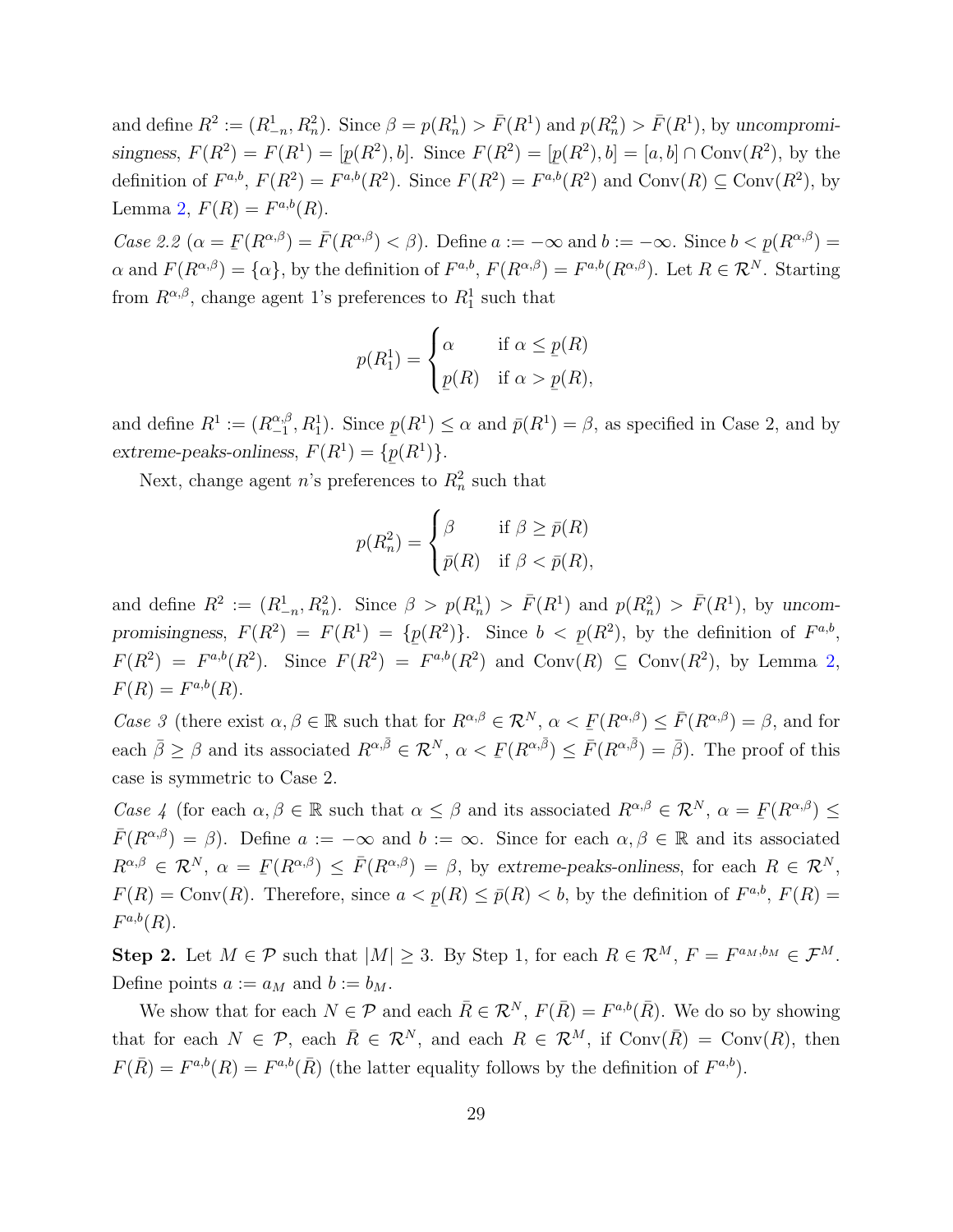and define $R^2 := (R^1_{-n}, R^2_n)$. Since $\beta = p(R^1_n) > \bar{F}(R^1)$ and $p(R^2_n) > \bar{F}(R^1)$, by *uncompromisingness*, $F(R^2) = F(R^1) = [\underline{p}(R^2), b]$. Since $F(R^2) = [\underline{p}(R^2), b] = [a, b] \cap \text{Conv}(R^2)$, by the definition of $F^{a,b}$, $F(R^2) = F^{a,b}(R^2)$. Since $F(R^2) = F^{a,b}(R^2)$ and $\text{Conv}(R) \subseteq \text{Conv}(R^2)$, by Lemma 2, $F(R) = F^{a,b}(R)$.

*Case 2.2* ($\alpha = \underline{F}(R^{\alpha,\beta}) = \bar{F}(R^{\alpha,\beta}) < \beta$). Define $a := -\infty$ and $b := -\infty$. Since $b < \underline{p}(R^{\alpha,\beta}) = \alpha$ and $F(R^{\alpha,\beta}) = \{\alpha\}$, by the definition of $F^{a,b}$, $F(R^{\alpha,\beta}) = F^{a,b}(R^{\alpha,\beta})$. Let $R \in \mathcal{R}^N$. Starting from $R^{\alpha,\beta}$, change agent 1's preferences to $R^1_1$ such that

$$p(R^1_1) = \begin{cases} \alpha & \text{if } \alpha \leq \underline{p}(R) \\ \underline{p}(R) & \text{if } \alpha > \underline{p}(R), \end{cases}$$

and define $R^1 := (R^{\alpha,\beta}_{-1}, R^1_1)$. Since $\underline{p}(R^1) \leq \alpha$ and $\bar{p}(R^1) = \beta$, as specified in Case 2, and by *extreme-peaks-onliness*, $F(R^1) = \{\underline{p}(R^1)\}$.

Next, change agent $n$'s preferences to $R^2_n$ such that

$$p(R^2_n) = \begin{cases} \beta & \text{if } \beta \geq \bar{p}(R) \\ \bar{p}(R) & \text{if } \beta < \bar{p}(R), \end{cases}$$

and define $R^2 := (R^1_{-n}, R^2_n)$. Since $\beta > p(R^1_n) > \bar{F}(R^1)$ and $p(R^2_n) > \bar{F}(R^1)$, by *uncompromisingness*, $F(R^2) = F(R^1) = \{\underline{p}(R^2)\}$. Since $b < \underline{p}(R^2)$, by the definition of $F^{a,b}$, $F(R^2) = F^{a,b}(R^2)$. Since $F(R^2) = F^{a,b}(R^2)$ and $\text{Conv}(R) \subseteq \text{Conv}(R^2)$, by Lemma 2, $F(R) = F^{a,b}(R)$.

*Case 3* (there exist $\alpha, \beta \in \mathbb{R}$ such that for $R^{\alpha,\beta} \in \mathcal{R}^N$, $\alpha < \underline{F}(R^{\alpha,\beta}) \leq \bar{F}(R^{\alpha,\beta}) = \beta$, and for each $\bar{\beta} \geq \beta$ and its associated $R^{\alpha,\bar{\beta}} \in \mathcal{R}^N$, $\alpha < \underline{F}(R^{\alpha,\bar{\beta}}) \leq \bar{F}(R^{\alpha,\bar{\beta}}) = \bar{\beta}$). The proof of this case is symmetric to Case 2.

*Case 4* (for each $\alpha, \beta \in \mathbb{R}$ such that $\alpha \leq \beta$ and its associated $R^{\alpha,\beta} \in \mathcal{R}^N$, $\alpha = \underline{F}(R^{\alpha,\beta}) \leq \bar{F}(R^{\alpha,\beta}) = \beta$). Define $a := -\infty$ and $b := \infty$. Since for each $\alpha, \beta \in \mathbb{R}$ and its associated $R^{\alpha,\beta} \in \mathcal{R}^N$, $\alpha = \underline{F}(R^{\alpha,\beta}) \leq \bar{F}(R^{\alpha,\beta}) = \beta$, by *extreme-peaks-onliness*, for each $R \in \mathcal{R}^N$, $F(R) = \text{Conv}(R)$. Therefore, since $a < \underline{p}(R) \leq \bar{p}(R) < b$, by the definition of $F^{a,b}$, $F(R) = F^{a,b}(R)$.

**Step 2.** Let $M \in \mathcal{P}$ such that $|M| \geq 3$. By Step 1, for each $R \in \mathcal{R}^M$, $F = F^{a_M,b_M} \in \mathcal{F}^M$. Define points $a := a_M$ and $b := b_M$.

We show that for each $N \in \mathcal{P}$ and each $\bar{R} \in \mathcal{R}^N$, $F(\bar{R}) = F^{a,b}(\bar{R})$. We do so by showing that for each $N \in \mathcal{P}$, each $\bar{R} \in \mathcal{R}^N$, and each $R \in \mathcal{R}^M$, if $\text{Conv}(\bar{R}) = \text{Conv}(R)$, then $F(\bar{R}) = F^{a,b}(R) = F^{a,b}(\bar{R})$ (the latter equality follows by the definition of $F^{a,b}$).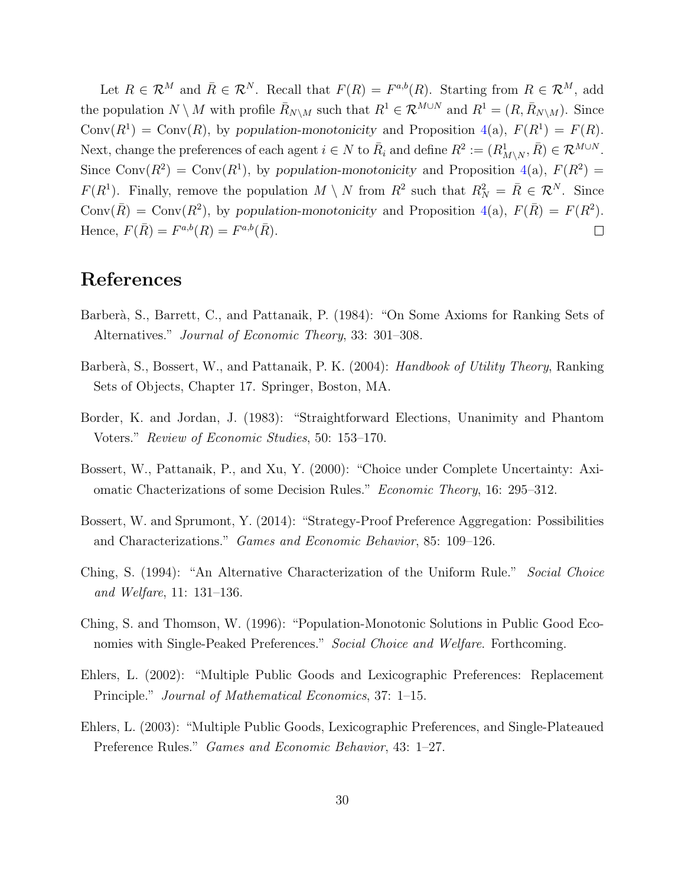Let $R \in \mathcal{R}^M$ and $\bar{R} \in \mathcal{R}^N$. Recall that $F(R) = F^{a,b}(R)$. Starting from $R \in \mathcal{R}^M$, add the population $N \setminus M$ with profile $\bar{R}_{N\setminus M}$ such that $R^1 \in \mathcal{R}^{M\cup N}$ and $R^1 = (R, \bar{R}_{N\setminus M})$. Since $\text{Conv}(R^1) = \text{Conv}(R)$, by *population-monotonicity* and Proposition 4(a), $F(R^1) = F(R)$. Next, change the preferences of each agent $i \in N$ to $\bar{R}_i$ and define $R^2 := (R^1_{M\setminus N}, \bar{R}) \in \mathcal{R}^{M\cup N}$. Since $\text{Conv}(R^2) = \text{Conv}(R^1)$, by *population-monotonicity* and Proposition 4(a), $F(R^2) = F(R^1)$. Finally, remove the population $M \setminus N$ from $R^2$ such that $R^2_N = \bar{R} \in \mathcal{R}^N$. Since $\text{Conv}(\bar{R}) = \text{Conv}(R^2)$, by *population-monotonicity* and Proposition 4(a), $F(\bar{R}) = F(R^2)$. Hence, $F(\bar{R}) = F^{a,b}(R) = F^{a,b}(\bar{R})$. $\square$

# References

Barberà, S., Barrett, C., and Pattanaik, P. (1984): "On Some Axioms for Ranking Sets of Alternatives." *Journal of Economic Theory*, 33: 301–308.

Barberà, S., Bossert, W., and Pattanaik, P. K. (2004): *Handbook of Utility Theory*, Ranking Sets of Objects, Chapter 17. Springer, Boston, MA.

Border, K. and Jordan, J. (1983): "Straightforward Elections, Unanimity and Phantom Voters." *Review of Economic Studies*, 50: 153–170.

Bossert, W., Pattanaik, P., and Xu, Y. (2000): "Choice under Complete Uncertainty: Axiomatic Chacterizations of some Decision Rules." *Economic Theory*, 16: 295–312.

Bossert, W. and Sprumont, Y. (2014): "Strategy-Proof Preference Aggregation: Possibilities and Characterizations." *Games and Economic Behavior*, 85: 109–126.

Ching, S. (1994): "An Alternative Characterization of the Uniform Rule." *Social Choice and Welfare*, 11: 131–136.

Ching, S. and Thomson, W. (1996): "Population-Monotonic Solutions in Public Good Economies with Single-Peaked Preferences." *Social Choice and Welfare*. Forthcoming.

Ehlers, L. (2002): "Multiple Public Goods and Lexicographic Preferences: Replacement Principle." *Journal of Mathematical Economics*, 37: 1–15.

Ehlers, L. (2003): "Multiple Public Goods, Lexicographic Preferences, and Single-Plateaued Preference Rules." *Games and Economic Behavior*, 43: 1–27.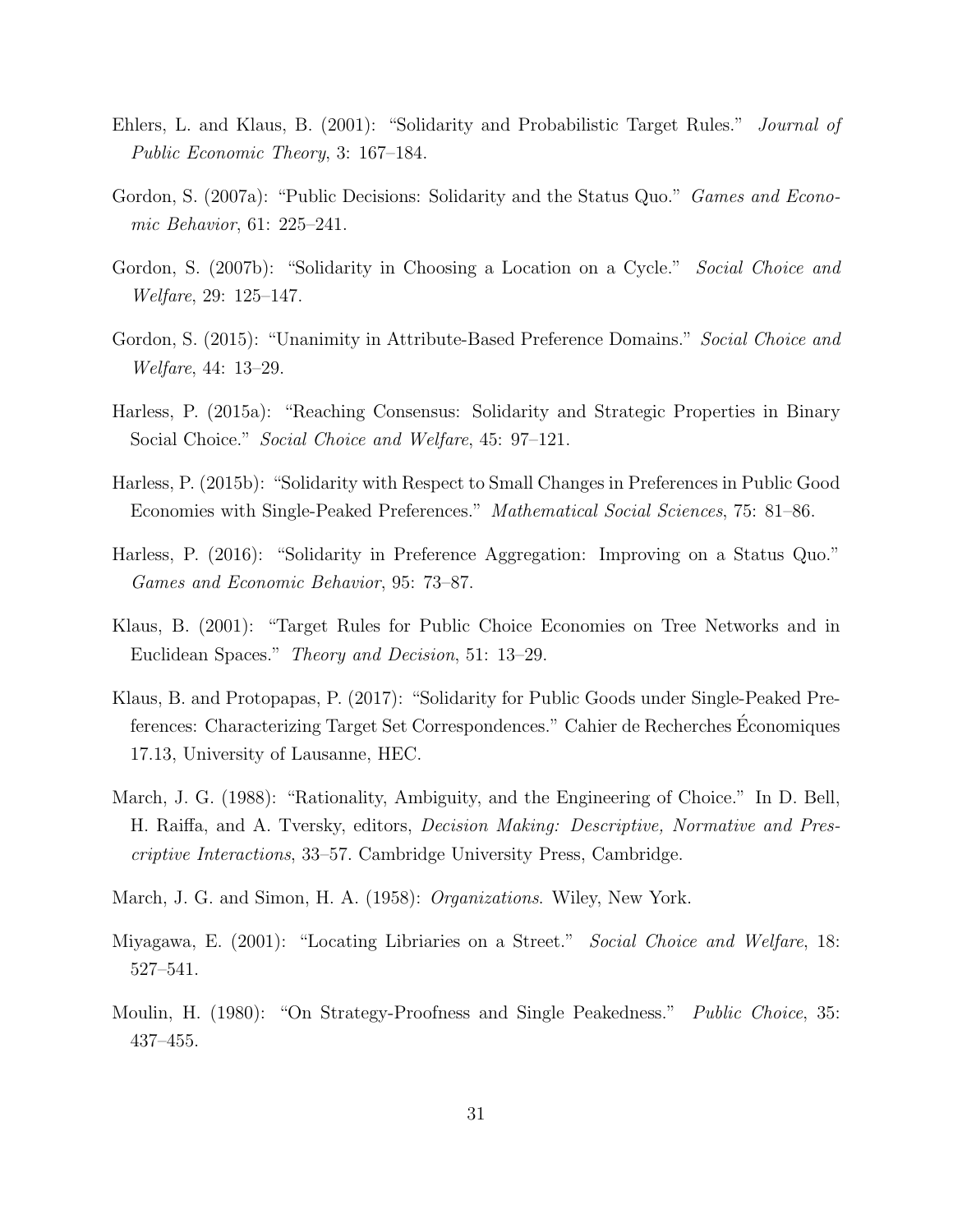Ehlers, L. and Klaus, B. (2001): "Solidarity and Probabilistic Target Rules." *Journal of Public Economic Theory*, 3: 167–184.

Gordon, S. (2007a): "Public Decisions: Solidarity and the Status Quo." *Games and Economic Behavior*, 61: 225–241.

Gordon, S. (2007b): "Solidarity in Choosing a Location on a Cycle." *Social Choice and Welfare*, 29: 125–147.

Gordon, S. (2015): "Unanimity in Attribute-Based Preference Domains." *Social Choice and Welfare*, 44: 13–29.

Harless, P. (2015a): "Reaching Consensus: Solidarity and Strategic Properties in Binary Social Choice." *Social Choice and Welfare*, 45: 97–121.

Harless, P. (2015b): "Solidarity with Respect to Small Changes in Preferences in Public Good Economies with Single-Peaked Preferences." *Mathematical Social Sciences*, 75: 81–86.

Harless, P. (2016): "Solidarity in Preference Aggregation: Improving on a Status Quo." *Games and Economic Behavior*, 95: 73–87.

Klaus, B. (2001): "Target Rules for Public Choice Economies on Tree Networks and in Euclidean Spaces." *Theory and Decision*, 51: 13–29.

Klaus, B. and Protopapas, P. (2017): "Solidarity for Public Goods under Single-Peaked Preferences: Characterizing Target Set Correspondences." Cahier de Recherches Économiques 17.13, University of Lausanne, HEC.

March, J. G. (1988): "Rationality, Ambiguity, and the Engineering of Choice." In D. Bell, H. Raiffa, and A. Tversky, editors, *Decision Making: Descriptive, Normative and Prescriptive Interactions*, 33–57. Cambridge University Press, Cambridge.

March, J. G. and Simon, H. A. (1958): *Organizations*. Wiley, New York.

Miyagawa, E. (2001): "Locating Libriaries on a Street." *Social Choice and Welfare*, 18: 527–541.

Moulin, H. (1980): "On Strategy-Proofness and Single Peakedness." *Public Choice*, 35: 437–455.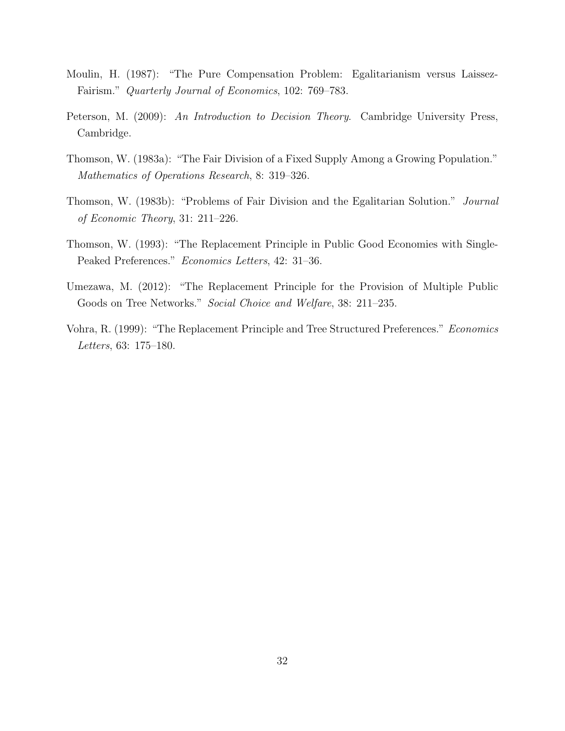Moulin, H. (1987): "The Pure Compensation Problem: Egalitarianism versus Laissez-Fairism." *Quarterly Journal of Economics*, 102: 769–783.

Peterson, M. (2009): *An Introduction to Decision Theory*. Cambridge University Press, Cambridge.

Thomson, W. (1983a): "The Fair Division of a Fixed Supply Among a Growing Population." *Mathematics of Operations Research*, 8: 319–326.

Thomson, W. (1983b): "Problems of Fair Division and the Egalitarian Solution." *Journal of Economic Theory*, 31: 211–226.

Thomson, W. (1993): "The Replacement Principle in Public Good Economies with Single-Peaked Preferences." *Economics Letters*, 42: 31–36.

Umezawa, M. (2012): "The Replacement Principle for the Provision of Multiple Public Goods on Tree Networks." *Social Choice and Welfare*, 38: 211–235.

Vohra, R. (1999): "The Replacement Principle and Tree Structured Preferences." *Economics Letters*, 63: 175–180.